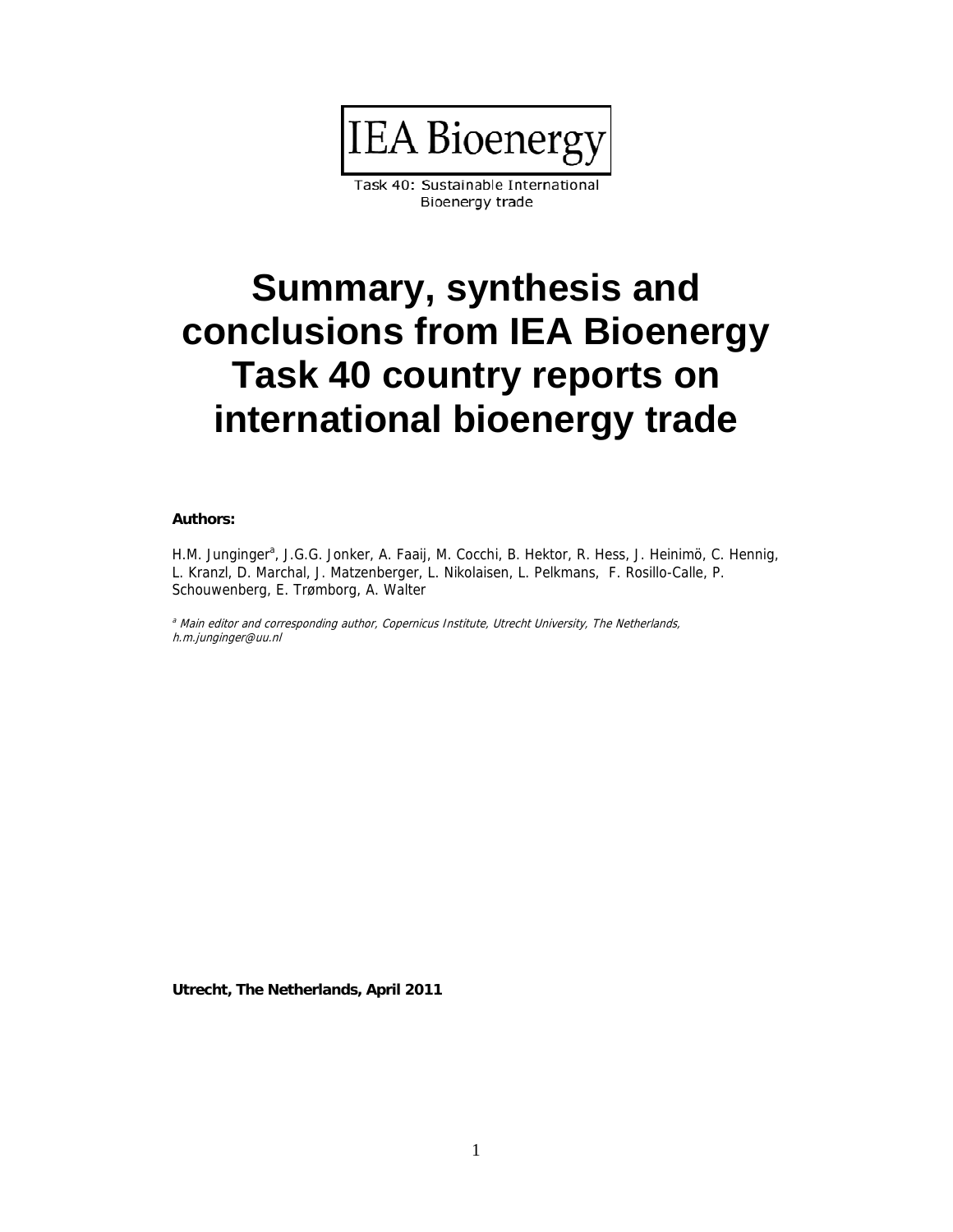IEA Bioenergy

Task 40: Sustainable International Bioenergy trade

# Summary, synthesis and conclusions from IEA Bioenergy Task 40 country reports on international bioenergy trade

**Authors:**

H.M. Junginger[a], J.G.G. Jonker, A. Faaij, M. Cocchi, B. Hektor, R. Hess, J. Heinimö, C. Hennig, L. Kranzl, D. Marchal, J. Matzenberger, L. Nikolaisen, L. Pelkmans, F. Rosillo-Calle, P. Schouwenberg, E. Trømborg, A. Walter

[a] *Main editor and corresponding author, Copernicus Institute, Utrecht University, The Netherlands, h.m.junginger@uu.nl*

**Utrecht, The Netherlands, April 2011**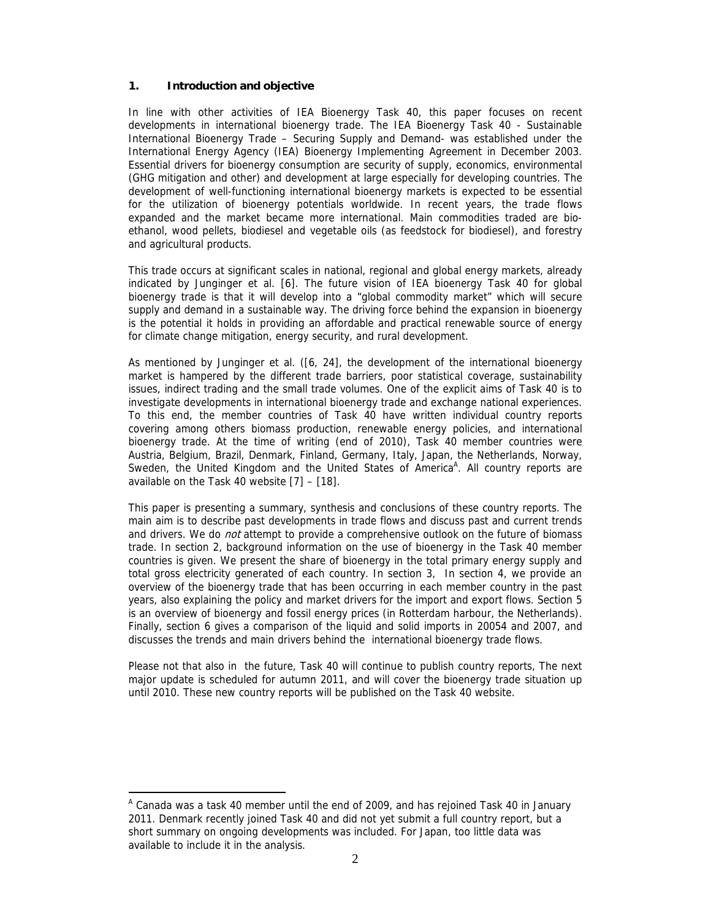## 1. Introduction and objective

In line with other activities of IEA Bioenergy Task 40, this paper focuses on recent developments in international bioenergy trade. The IEA Bioenergy Task 40 - Sustainable International Bioenergy Trade – Securing Supply and Demand- was established under the International Energy Agency (IEA) Bioenergy Implementing Agreement in December 2003. Essential drivers for bioenergy consumption are security of supply, economics, environmental (GHG mitigation and other) and development at large especially for developing countries. The development of well-functioning international bioenergy markets is expected to be essential for the utilization of bioenergy potentials worldwide. In recent years, the trade flows expanded and the market became more international. Main commodities traded are bio-ethanol, wood pellets, biodiesel and vegetable oils (as feedstock for biodiesel), and forestry and agricultural products.

This trade occurs at significant scales in national, regional and global energy markets, already indicated by Junginger et al. [6]. The future vision of IEA bioenergy Task 40 for global bioenergy trade is that it will develop into a "global commodity market" which will secure supply and demand in a sustainable way. The driving force behind the expansion in bioenergy is the potential it holds in providing an affordable and practical renewable source of energy for climate change mitigation, energy security, and rural development.

As mentioned by Junginger et al. ([6, 24], the development of the international bioenergy market is hampered by the different trade barriers, poor statistical coverage, sustainability issues, indirect trading and the small trade volumes. One of the explicit aims of Task 40 is to investigate developments in international bioenergy trade and exchange national experiences. To this end, the member countries of Task 40 have written individual country reports covering among others biomass production, renewable energy policies, and international bioenergy trade. At the time of writing (end of 2010), Task 40 member countries were Austria, Belgium, Brazil, Denmark, Finland, Germany, Italy, Japan, the Netherlands, Norway, Sweden, the United Kingdom and the United States of America[A]. All country reports are available on the Task 40 website [7] – [18].

This paper is presenting a summary, synthesis and conclusions of these country reports. The main aim is to describe past developments in trade flows and discuss past and current trends and drivers. We do *not* attempt to provide a comprehensive outlook on the future of biomass trade. In section 2, background information on the use of bioenergy in the Task 40 member countries is given. We present the share of bioenergy in the total primary energy supply and total gross electricity generated of each country. In section 3, In section 4, we provide an overview of the bioenergy trade that has been occurring in each member country in the past years, also explaining the policy and market drivers for the import and export flows. Section 5 is an overview of bioenergy and fossil energy prices (in Rotterdam harbour, the Netherlands). Finally, section 6 gives a comparison of the liquid and solid imports in 20054 and 2007, and discusses the trends and main drivers behind the international bioenergy trade flows.

Please not that also in the future, Task 40 will continue to publish country reports, The next major update is scheduled for autumn 2011, and will cover the bioenergy trade situation up until 2010. These new country reports will be published on the Task 40 website.

[A] Canada was a task 40 member until the end of 2009, and has rejoined Task 40 in January 2011. Denmark recently joined Task 40 and did not yet submit a full country report, but a short summary on ongoing developments was included. For Japan, too little data was available to include it in the analysis.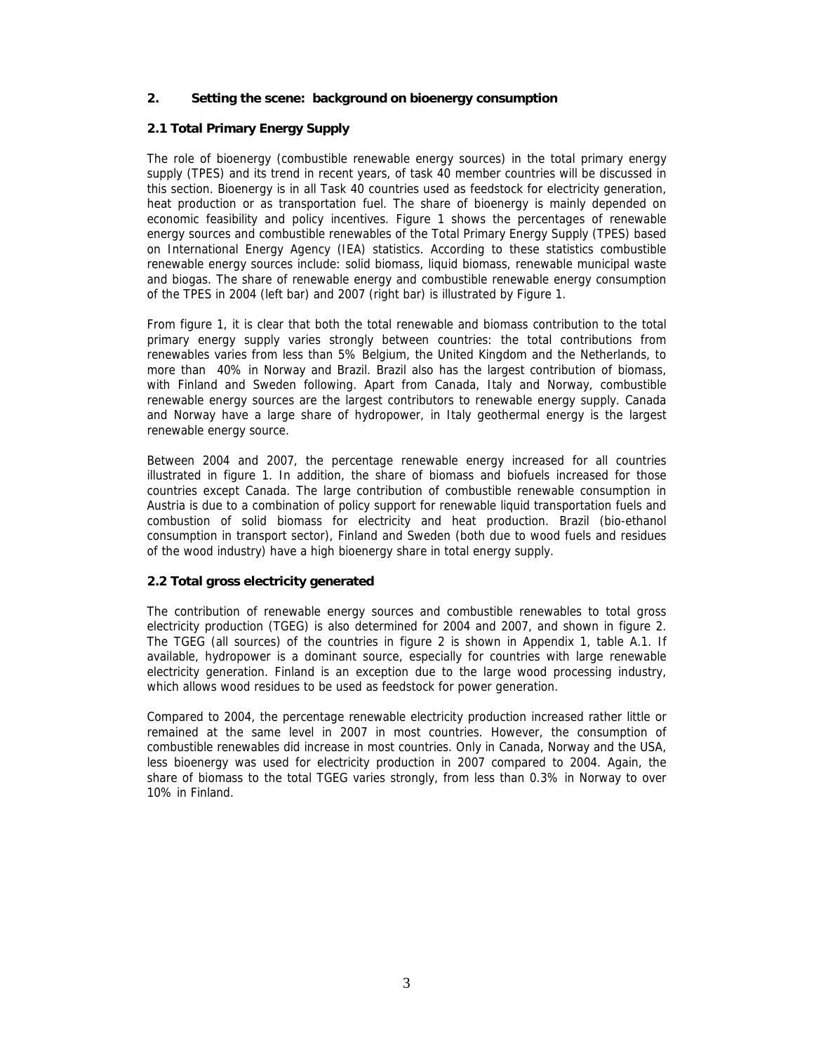## 2. Setting the scene: background on bioenergy consumption

### 2.1 Total Primary Energy Supply

The role of bioenergy (combustible renewable energy sources) in the total primary energy supply (TPES) and its trend in recent years, of task 40 member countries will be discussed in this section. Bioenergy is in all Task 40 countries used as feedstock for electricity generation, heat production or as transportation fuel. The share of bioenergy is mainly depended on economic feasibility and policy incentives. Figure 1 shows the percentages of renewable energy sources and combustible renewables of the Total Primary Energy Supply (TPES) based on International Energy Agency (IEA) statistics. According to these statistics combustible renewable energy sources include: solid biomass, liquid biomass, renewable municipal waste and biogas. The share of renewable energy and combustible renewable energy consumption of the TPES in 2004 (left bar) and 2007 (right bar) is illustrated by Figure 1.

From figure 1, it is clear that both the total renewable and biomass contribution to the total primary energy supply varies strongly between countries: the total contributions from renewables varies from less than 5% Belgium, the United Kingdom and the Netherlands, to more than 40% in Norway and Brazil. Brazil also has the largest contribution of biomass, with Finland and Sweden following. Apart from Canada, Italy and Norway, combustible renewable energy sources are the largest contributors to renewable energy supply. Canada and Norway have a large share of hydropower, in Italy geothermal energy is the largest renewable energy source.

Between 2004 and 2007, the percentage renewable energy increased for all countries illustrated in figure 1. In addition, the share of biomass and biofuels increased for those countries except Canada. The large contribution of combustible renewable consumption in Austria is due to a combination of policy support for renewable liquid transportation fuels and combustion of solid biomass for electricity and heat production. Brazil (bio-ethanol consumption in transport sector), Finland and Sweden (both due to wood fuels and residues of the wood industry) have a high bioenergy share in total energy supply.

### 2.2 Total gross electricity generated

The contribution of renewable energy sources and combustible renewables to total gross electricity production (TGEG) is also determined for 2004 and 2007, and shown in figure 2. The TGEG (all sources) of the countries in figure 2 is shown in Appendix 1, table A.1. If available, hydropower is a dominant source, especially for countries with large renewable electricity generation. Finland is an exception due to the large wood processing industry, which allows wood residues to be used as feedstock for power generation.

Compared to 2004, the percentage renewable electricity production increased rather little or remained at the same level in 2007 in most countries. However, the consumption of combustible renewables did increase in most countries. Only in Canada, Norway and the USA, less bioenergy was used for electricity production in 2007 compared to 2004. Again, the share of biomass to the total TGEG varies strongly, from less than 0.3% in Norway to over 10% in Finland.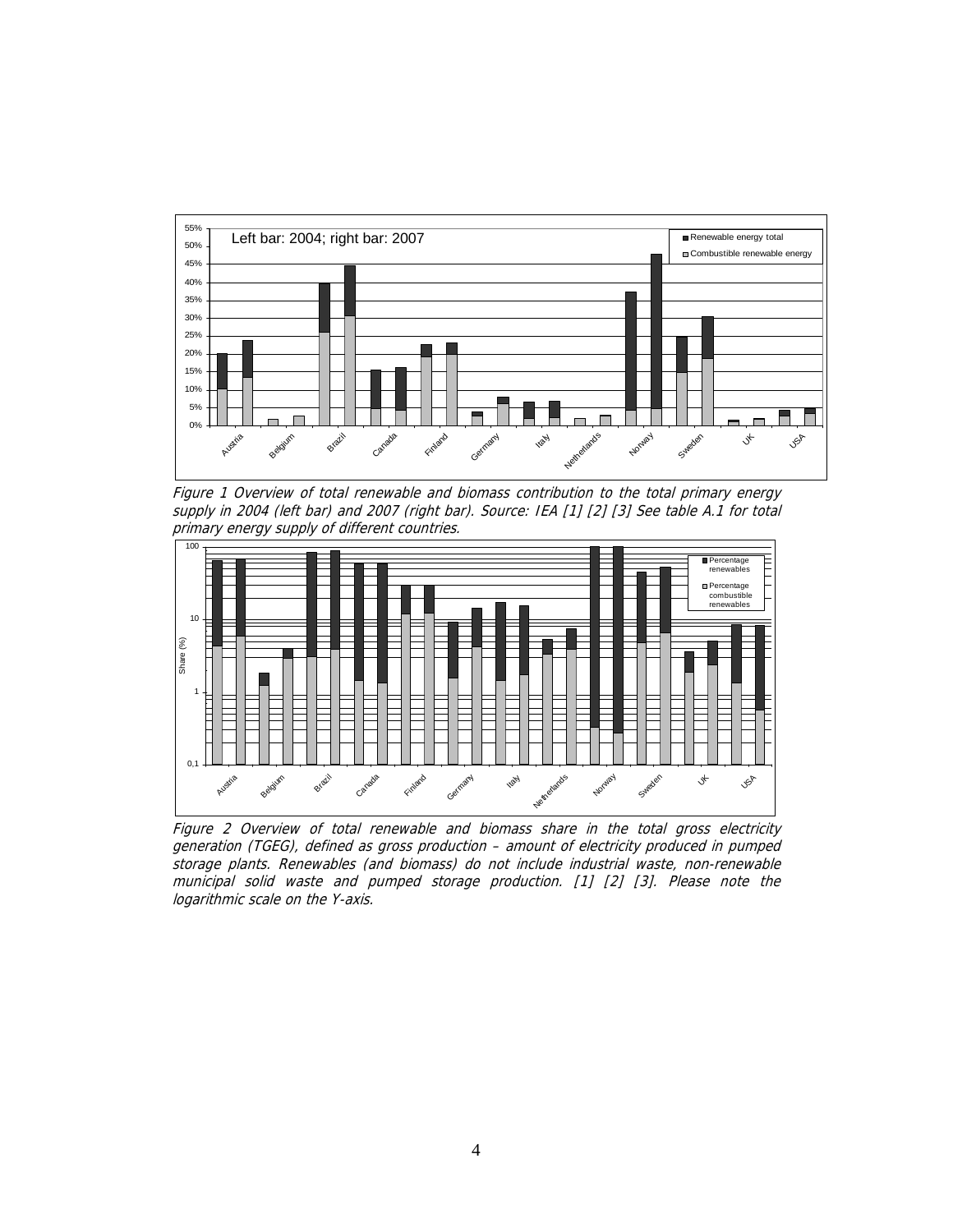*Figure 1 Overview of total renewable and biomass contribution to the total primary energy supply in 2004 (left bar) and 2007 (right bar). Source: IEA [1] [2] [3] See table A.1 for total primary energy supply of different countries.*

*Figure 2 Overview of total renewable and biomass share in the total gross electricity generation (TGEG), defined as gross production – amount of electricity produced in pumped storage plants. Renewables (and biomass) do not include industrial waste, non-renewable municipal solid waste and pumped storage production. [1] [2] [3]. Please note the logarithmic scale on the Y-axis.*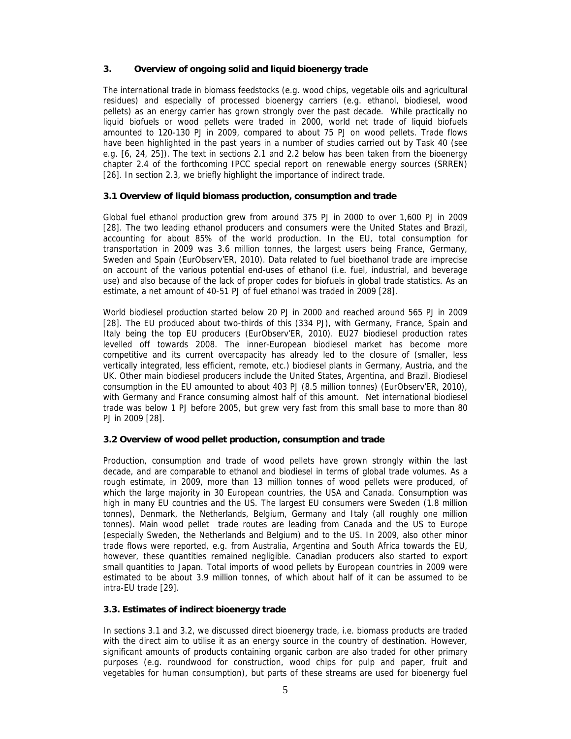## 3. Overview of ongoing solid and liquid bioenergy trade

The international trade in biomass feedstocks (e.g. wood chips, vegetable oils and agricultural residues) and especially of processed bioenergy carriers (e.g. ethanol, biodiesel, wood pellets) as an energy carrier has grown strongly over the past decade. While practically no liquid biofuels or wood pellets were traded in 2000, world net trade of liquid biofuels amounted to 120-130 PJ in 2009, compared to about 75 PJ on wood pellets. Trade flows have been highlighted in the past years in a number of studies carried out by Task 40 (see e.g. [6, 24, 25]). The text in sections 2.1 and 2.2 below has been taken from the bioenergy chapter 2.4 of the forthcoming IPCC special report on renewable energy sources (SRREN) [26]. In section 2.3, we briefly highlight the importance of indirect trade.

### 3.1 Overview of liquid biomass production, consumption and trade

Global fuel ethanol production grew from around 375 PJ in 2000 to over 1,600 PJ in 2009 [28]. The two leading ethanol producers and consumers were the United States and Brazil, accounting for about 85% of the world production. In the EU, total consumption for transportation in 2009 was 3.6 million tonnes, the largest users being France, Germany, Sweden and Spain (EurObserv'ER, 2010). Data related to fuel bioethanol trade are imprecise on account of the various potential end-uses of ethanol (i.e. fuel, industrial, and beverage use) and also because of the lack of proper codes for biofuels in global trade statistics. As an estimate, a net amount of 40-51 PJ of fuel ethanol was traded in 2009 [28].

World biodiesel production started below 20 PJ in 2000 and reached around 565 PJ in 2009 [28]. The EU produced about two-thirds of this (334 PJ), with Germany, France, Spain and Italy being the top EU producers (EurObserv'ER, 2010). EU27 biodiesel production rates levelled off towards 2008. The inner-European biodiesel market has become more competitive and its current overcapacity has already led to the closure of (smaller, less vertically integrated, less efficient, remote, etc.) biodiesel plants in Germany, Austria, and the UK. Other main biodiesel producers include the United States, Argentina, and Brazil. Biodiesel consumption in the EU amounted to about 403 PJ (8.5 million tonnes) (EurObserv'ER, 2010), with Germany and France consuming almost half of this amount. Net international biodiesel trade was below 1 PJ before 2005, but grew very fast from this small base to more than 80 PJ in 2009 [28].

### 3.2 Overview of wood pellet production, consumption and trade

Production, consumption and trade of wood pellets have grown strongly within the last decade, and are comparable to ethanol and biodiesel in terms of global trade volumes. As a rough estimate, in 2009, more than 13 million tonnes of wood pellets were produced, of which the large majority in 30 European countries, the USA and Canada. Consumption was high in many EU countries and the US. The largest EU consumers were Sweden (1.8 million tonnes), Denmark, the Netherlands, Belgium, Germany and Italy (all roughly one million tonnes). Main wood pellet trade routes are leading from Canada and the US to Europe (especially Sweden, the Netherlands and Belgium) and to the US. In 2009, also other minor trade flows were reported, e.g. from Australia, Argentina and South Africa towards the EU, however, these quantities remained negligible. Canadian producers also started to export small quantities to Japan. Total imports of wood pellets by European countries in 2009 were estimated to be about 3.9 million tonnes, of which about half of it can be assumed to be intra-EU trade [29].

### 3.3. Estimates of indirect bioenergy trade

In sections 3.1 and 3.2, we discussed direct bioenergy trade, i.e. biomass products are traded with the direct aim to utilise it as an energy source in the country of destination. However, significant amounts of products containing organic carbon are also traded for other primary purposes (e.g. roundwood for construction, wood chips for pulp and paper, fruit and vegetables for human consumption), but parts of these streams are used for bioenergy fuel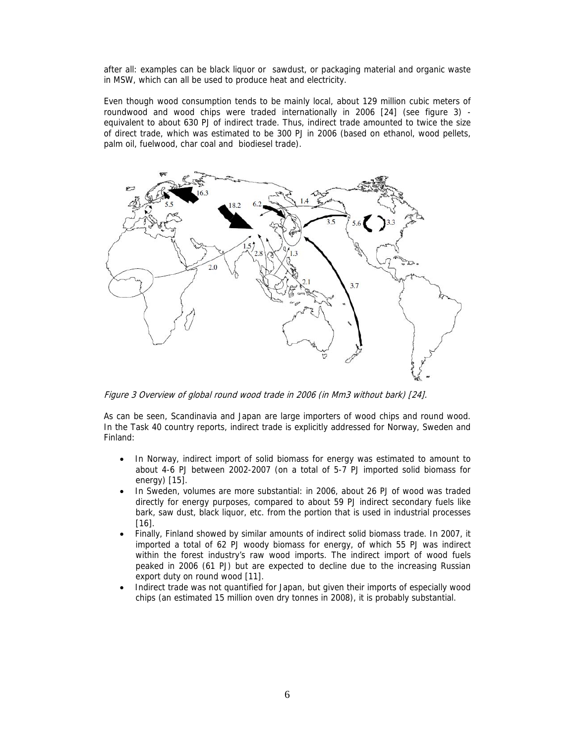after all: examples can be black liquor or sawdust, or packaging material and organic waste in MSW, which can all be used to produce heat and electricity.

Even though wood consumption tends to be mainly local, about 129 million cubic meters of roundwood and wood chips were traded internationally in 2006 [24] (see figure 3) - equivalent to about 630 PJ of indirect trade. Thus, indirect trade amounted to twice the size of direct trade, which was estimated to be 300 PJ in 2006 (based on ethanol, wood pellets, palm oil, fuelwood, char coal and biodiesel trade).

*Figure 3 Overview of global round wood trade in 2006 (in Mm3 without bark) [24].*

As can be seen, Scandinavia and Japan are large importers of wood chips and round wood. In the Task 40 country reports, indirect trade is explicitly addressed for Norway, Sweden and Finland:

- In Norway, indirect import of solid biomass for energy was estimated to amount to about 4-6 PJ between 2002-2007 (on a total of 5-7 PJ imported solid biomass for energy) [15].
- In Sweden, volumes are more substantial: in 2006, about 26 PJ of wood was traded directly for energy purposes, compared to about 59 PJ indirect secondary fuels like bark, saw dust, black liquor, etc. from the portion that is used in industrial processes [16].
- Finally, Finland showed by similar amounts of indirect solid biomass trade. In 2007, it imported a total of 62 PJ woody biomass for energy, of which 55 PJ was indirect within the forest industry's raw wood imports. The indirect import of wood fuels peaked in 2006 (61 PJ) but are expected to decline due to the increasing Russian export duty on round wood [11].
- Indirect trade was not quantified for Japan, but given their imports of especially wood chips (an estimated 15 million oven dry tonnes in 2008), it is probably substantial.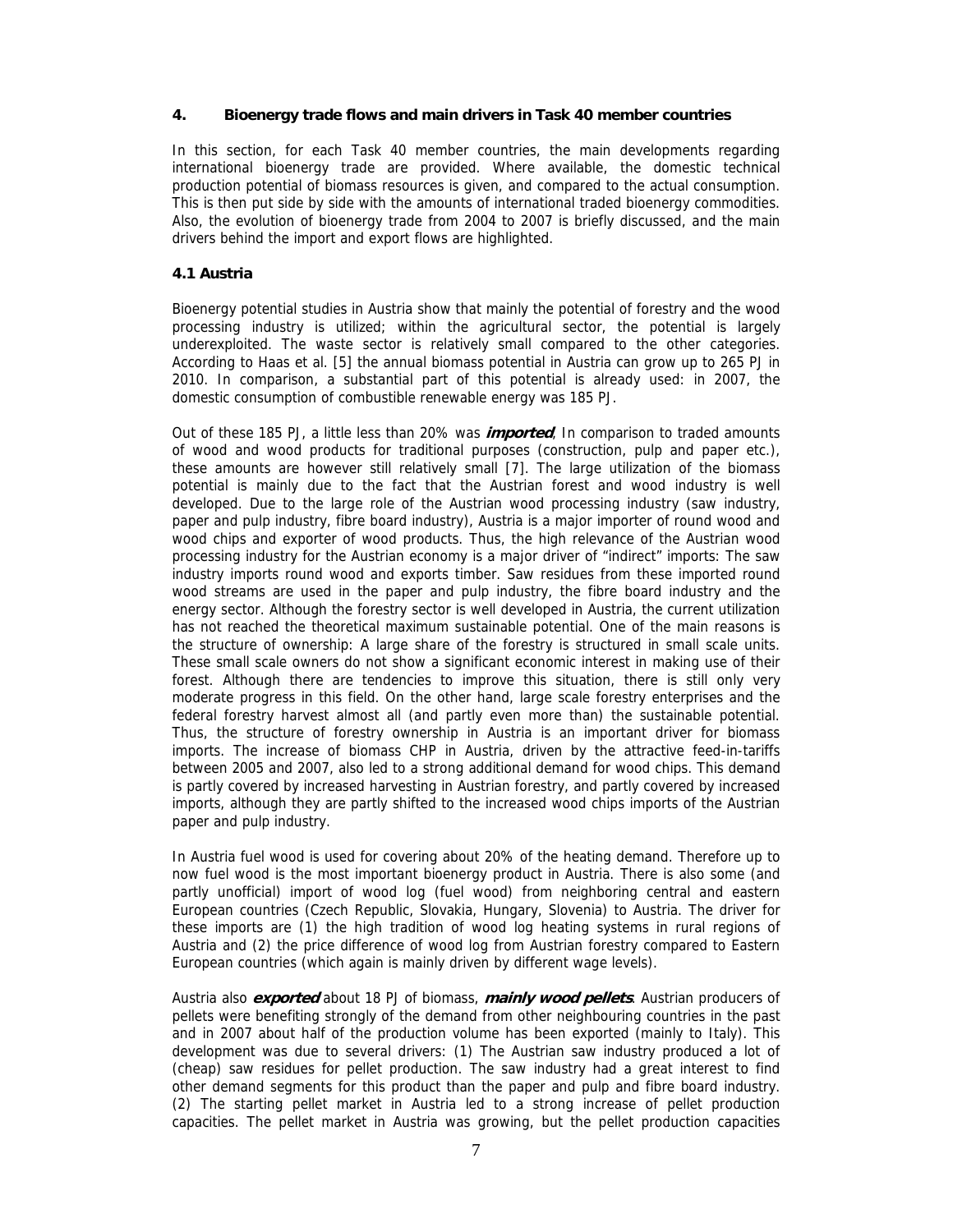## 4. Bioenergy trade flows and main drivers in Task 40 member countries

In this section, for each Task 40 member countries, the main developments regarding international bioenergy trade are provided. Where available, the domestic technical production potential of biomass resources is given, and compared to the actual consumption. This is then put side by side with the amounts of international traded bioenergy commodities. Also, the evolution of bioenergy trade from 2004 to 2007 is briefly discussed, and the main drivers behind the import and export flows are highlighted.

### 4.1 Austria

Bioenergy potential studies in Austria show that mainly the potential of forestry and the wood processing industry is utilized; within the agricultural sector, the potential is largely underexploited. The waste sector is relatively small compared to the other categories. According to Haas et al. [5] the annual biomass potential in Austria can grow up to 265 PJ in 2010. In comparison, a substantial part of this potential is already used: in 2007, the domestic consumption of combustible renewable energy was 185 PJ.

Out of these 185 PJ, a little less than 20% was ***imported***. In comparison to traded amounts of wood and wood products for traditional purposes (construction, pulp and paper etc.), these amounts are however still relatively small [7]. The large utilization of the biomass potential is mainly due to the fact that the Austrian forest and wood industry is well developed. Due to the large role of the Austrian wood processing industry (saw industry, paper and pulp industry, fibre board industry), Austria is a major importer of round wood and wood chips and exporter of wood products. Thus, the high relevance of the Austrian wood processing industry for the Austrian economy is a major driver of "indirect" imports: The saw industry imports round wood and exports timber. Saw residues from these imported round wood streams are used in the paper and pulp industry, the fibre board industry and the energy sector. Although the forestry sector is well developed in Austria, the current utilization has not reached the theoretical maximum sustainable potential. One of the main reasons is the structure of ownership: A large share of the forestry is structured in small scale units. These small scale owners do not show a significant economic interest in making use of their forest. Although there are tendencies to improve this situation, there is still only very moderate progress in this field. On the other hand, large scale forestry enterprises and the federal forestry harvest almost all (and partly even more than) the sustainable potential. Thus, the structure of forestry ownership in Austria is an important driver for biomass imports. The increase of biomass CHP in Austria, driven by the attractive feed-in-tariffs between 2005 and 2007, also led to a strong additional demand for wood chips. This demand is partly covered by increased harvesting in Austrian forestry, and partly covered by increased imports, although they are partly shifted to the increased wood chips imports of the Austrian paper and pulp industry.

In Austria fuel wood is used for covering about 20% of the heating demand. Therefore up to now fuel wood is the most important bioenergy product in Austria. There is also some (and partly unofficial) import of wood log (fuel wood) from neighboring central and eastern European countries (Czech Republic, Slovakia, Hungary, Slovenia) to Austria. The driver for these imports are (1) the high tradition of wood log heating systems in rural regions of Austria and (2) the price difference of wood log from Austrian forestry compared to Eastern European countries (which again is mainly driven by different wage levels).

Austria also ***exported*** about 18 PJ of biomass, ***mainly wood pellets***. Austrian producers of pellets were benefiting strongly of the demand from other neighbouring countries in the past and in 2007 about half of the production volume has been exported (mainly to Italy). This development was due to several drivers: (1) The Austrian saw industry produced a lot of (cheap) saw residues for pellet production. The saw industry had a great interest to find other demand segments for this product than the paper and pulp and fibre board industry. (2) The starting pellet market in Austria led to a strong increase of pellet production capacities. The pellet market in Austria was growing, but the pellet production capacities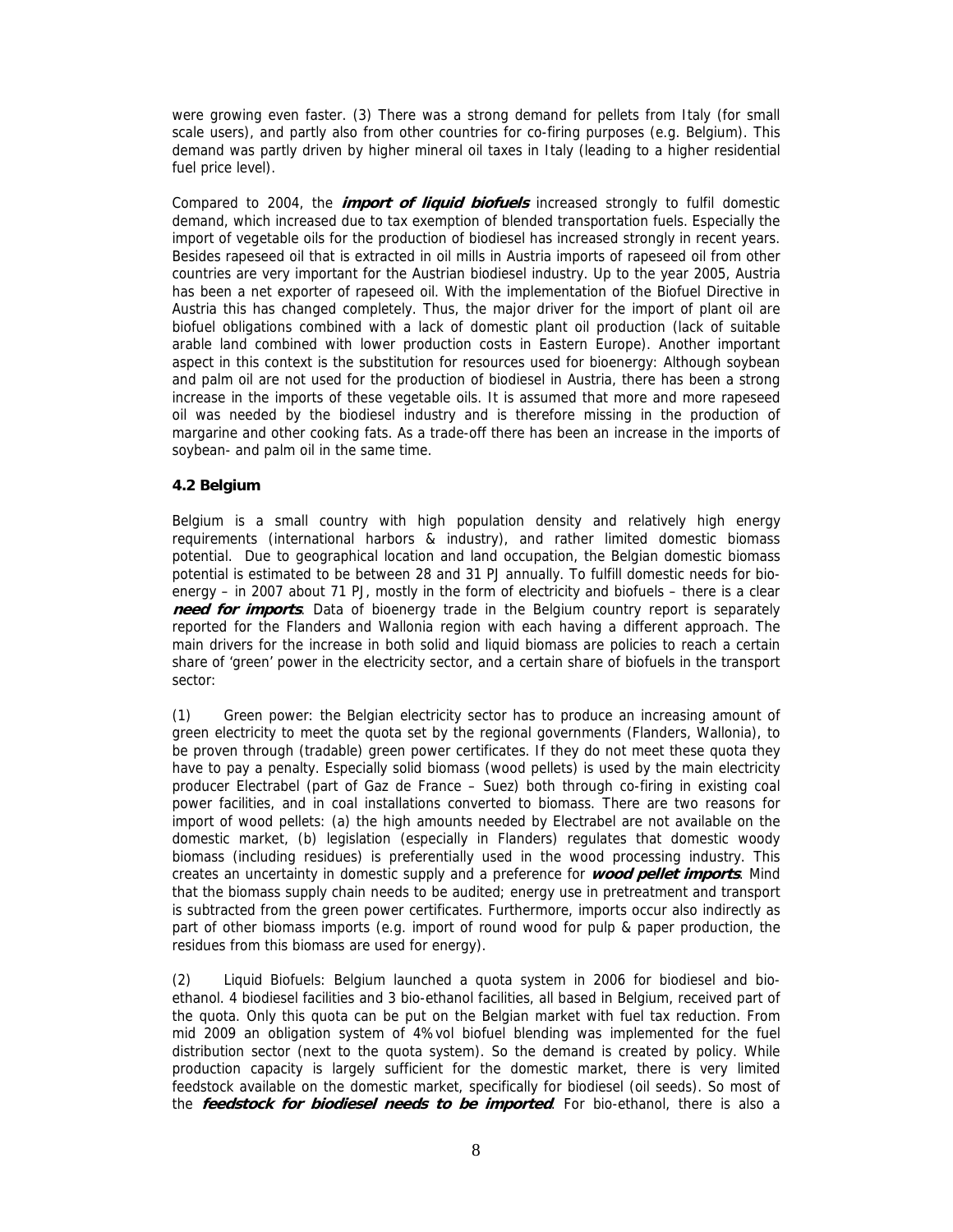were growing even faster. (3) There was a strong demand for pellets from Italy (for small scale users), and partly also from other countries for co-firing purposes (e.g. Belgium). This demand was partly driven by higher mineral oil taxes in Italy (leading to a higher residential fuel price level).

Compared to 2004, the ***import of liquid biofuels*** increased strongly to fulfil domestic demand, which increased due to tax exemption of blended transportation fuels. Especially the import of vegetable oils for the production of biodiesel has increased strongly in recent years. Besides rapeseed oil that is extracted in oil mills in Austria imports of rapeseed oil from other countries are very important for the Austrian biodiesel industry. Up to the year 2005, Austria has been a net exporter of rapeseed oil. With the implementation of the Biofuel Directive in Austria this has changed completely. Thus, the major driver for the import of plant oil are biofuel obligations combined with a lack of domestic plant oil production (lack of suitable arable land combined with lower production costs in Eastern Europe). Another important aspect in this context is the substitution for resources used for bioenergy: Although soybean and palm oil are not used for the production of biodiesel in Austria, there has been a strong increase in the imports of these vegetable oils. It is assumed that more and more rapeseed oil was needed by the biodiesel industry and is therefore missing in the production of margarine and other cooking fats. As a trade-off there has been an increase in the imports of soybean- and palm oil in the same time.

### 4.2 Belgium

Belgium is a small country with high population density and relatively high energy requirements (international harbors & industry), and rather limited domestic biomass potential. Due to geographical location and land occupation, the Belgian domestic biomass potential is estimated to be between 28 and 31 PJ annually. To fulfill domestic needs for bio-energy – in 2007 about 71 PJ, mostly in the form of electricity and biofuels – there is a clear ***need for imports***. Data of bioenergy trade in the Belgium country report is separately reported for the Flanders and Wallonia region with each having a different approach. The main drivers for the increase in both solid and liquid biomass are policies to reach a certain share of 'green' power in the electricity sector, and a certain share of biofuels in the transport sector:

(1) Green power: the Belgian electricity sector has to produce an increasing amount of green electricity to meet the quota set by the regional governments (Flanders, Wallonia), to be proven through (tradable) green power certificates. If they do not meet these quota they have to pay a penalty. Especially solid biomass (wood pellets) is used by the main electricity producer Electrabel (part of Gaz de France – Suez) both through co-firing in existing coal power facilities, and in coal installations converted to biomass. There are two reasons for import of wood pellets: (a) the high amounts needed by Electrabel are not available on the domestic market, (b) legislation (especially in Flanders) regulates that domestic woody biomass (including residues) is preferentially used in the wood processing industry. This creates an uncertainty in domestic supply and a preference for ***wood pellet imports***. Mind that the biomass supply chain needs to be audited; energy use in pretreatment and transport is subtracted from the green power certificates. Furthermore, imports occur also indirectly as part of other biomass imports (e.g. import of round wood for pulp & paper production, the residues from this biomass are used for energy).

(2) Liquid Biofuels: Belgium launched a quota system in 2006 for biodiesel and bio-ethanol. 4 biodiesel facilities and 3 bio-ethanol facilities, all based in Belgium, received part of the quota. Only this quota can be put on the Belgian market with fuel tax reduction. From mid 2009 an obligation system of 4%vol biofuel blending was implemented for the fuel distribution sector (next to the quota system). So the demand is created by policy. While production capacity is largely sufficient for the domestic market, there is very limited feedstock available on the domestic market, specifically for biodiesel (oil seeds). So most of the ***feedstock for biodiesel needs to be imported***. For bio-ethanol, there is also a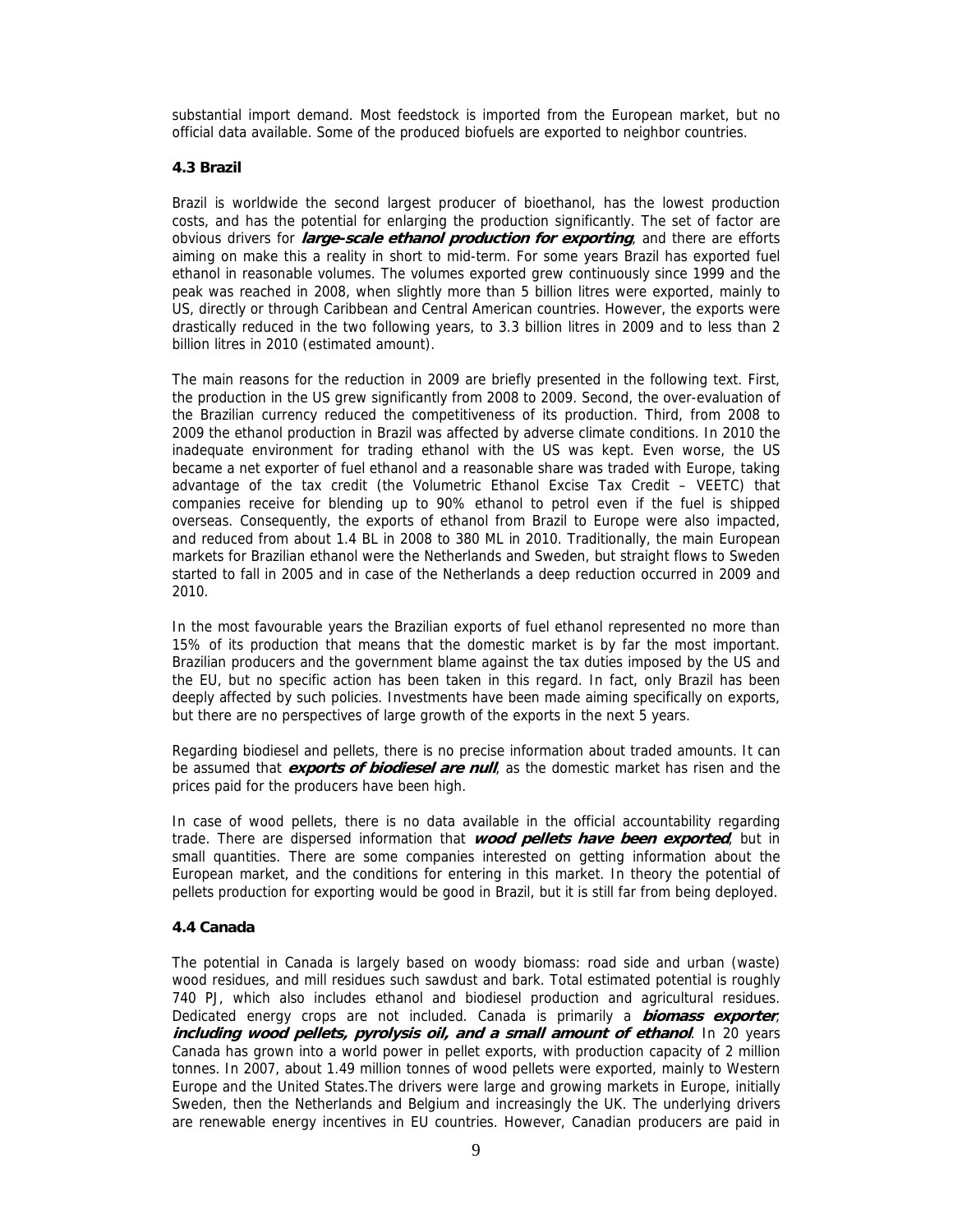substantial import demand. Most feedstock is imported from the European market, but no official data available. Some of the produced biofuels are exported to neighbor countries.

### 4.3 Brazil

Brazil is worldwide the second largest producer of bioethanol, has the lowest production costs, and has the potential for enlarging the production significantly. The set of factor are obvious drivers for ***large-scale ethanol production for exporting***, and there are efforts aiming on make this a reality in short to mid-term. For some years Brazil has exported fuel ethanol in reasonable volumes. The volumes exported grew continuously since 1999 and the peak was reached in 2008, when slightly more than 5 billion litres were exported, mainly to US, directly or through Caribbean and Central American countries. However, the exports were drastically reduced in the two following years, to 3.3 billion litres in 2009 and to less than 2 billion litres in 2010 (estimated amount).

The main reasons for the reduction in 2009 are briefly presented in the following text. First, the production in the US grew significantly from 2008 to 2009. Second, the over-evaluation of the Brazilian currency reduced the competitiveness of its production. Third, from 2008 to 2009 the ethanol production in Brazil was affected by adverse climate conditions. In 2010 the inadequate environment for trading ethanol with the US was kept. Even worse, the US became a net exporter of fuel ethanol and a reasonable share was traded with Europe, taking advantage of the tax credit (the Volumetric Ethanol Excise Tax Credit – VEETC) that companies receive for blending up to 90% ethanol to petrol even if the fuel is shipped overseas. Consequently, the exports of ethanol from Brazil to Europe were also impacted, and reduced from about 1.4 BL in 2008 to 380 ML in 2010. Traditionally, the main European markets for Brazilian ethanol were the Netherlands and Sweden, but straight flows to Sweden started to fall in 2005 and in case of the Netherlands a deep reduction occurred in 2009 and 2010.

In the most favourable years the Brazilian exports of fuel ethanol represented no more than 15% of its production that means that the domestic market is by far the most important. Brazilian producers and the government blame against the tax duties imposed by the US and the EU, but no specific action has been taken in this regard. In fact, only Brazil has been deeply affected by such policies. Investments have been made aiming specifically on exports, but there are no perspectives of large growth of the exports in the next 5 years.

Regarding biodiesel and pellets, there is no precise information about traded amounts. It can be assumed that ***exports of biodiesel are null***, as the domestic market has risen and the prices paid for the producers have been high.

In case of wood pellets, there is no data available in the official accountability regarding trade. There are dispersed information that ***wood pellets have been exported***, but in small quantities. There are some companies interested on getting information about the European market, and the conditions for entering in this market. In theory the potential of pellets production for exporting would be good in Brazil, but it is still far from being deployed.

### 4.4 Canada

The potential in Canada is largely based on woody biomass: road side and urban (waste) wood residues, and mill residues such sawdust and bark. Total estimated potential is roughly 740 PJ, which also includes ethanol and biodiesel production and agricultural residues. Dedicated energy crops are not included. Canada is primarily a ***biomass exporter***, ***including wood pellets, pyrolysis oil, and a small amount of ethanol***. In 20 years Canada has grown into a world power in pellet exports, with production capacity of 2 million tonnes. In 2007, about 1.49 million tonnes of wood pellets were exported, mainly to Western Europe and the United States.The drivers were large and growing markets in Europe, initially Sweden, then the Netherlands and Belgium and increasingly the UK. The underlying drivers are renewable energy incentives in EU countries. However, Canadian producers are paid in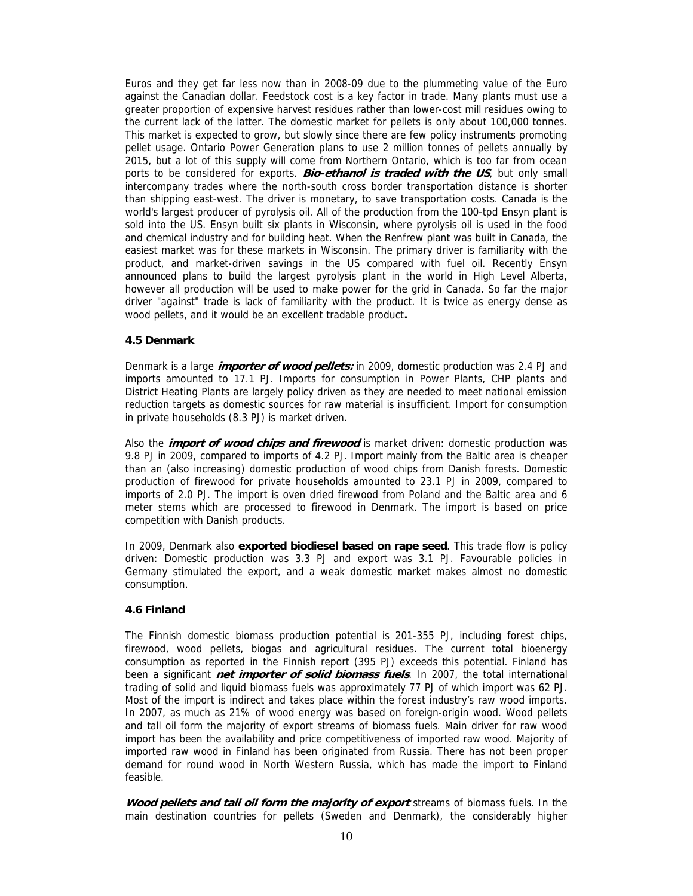Euros and they get far less now than in 2008-09 due to the plummeting value of the Euro against the Canadian dollar. Feedstock cost is a key factor in trade. Many plants must use a greater proportion of expensive harvest residues rather than lower-cost mill residues owing to the current lack of the latter. The domestic market for pellets is only about 100,000 tonnes. This market is expected to grow, but slowly since there are few policy instruments promoting pellet usage. Ontario Power Generation plans to use 2 million tonnes of pellets annually by 2015, but a lot of this supply will come from Northern Ontario, which is too far from ocean ports to be considered for exports. ***Bio-ethanol is traded with the US***, but only small intercompany trades where the north-south cross border transportation distance is shorter than shipping east-west. The driver is monetary, to save transportation costs. Canada is the world's largest producer of pyrolysis oil. All of the production from the 100-tpd Ensyn plant is sold into the US. Ensyn built six plants in Wisconsin, where pyrolysis oil is used in the food and chemical industry and for building heat. When the Renfrew plant was built in Canada, the easiest market was for these markets in Wisconsin. The primary driver is familiarity with the product, and market-driven savings in the US compared with fuel oil. Recently Ensyn announced plans to build the largest pyrolysis plant in the world in High Level Alberta, however all production will be used to make power for the grid in Canada. So far the major driver "against" trade is lack of familiarity with the product. It is twice as energy dense as wood pellets, and it would be an excellent tradable product**.**

### 4.5 Denmark

Denmark is a large ***importer of wood pellets:*** in 2009, domestic production was 2.4 PJ and imports amounted to 17.1 PJ. Imports for consumption in Power Plants, CHP plants and District Heating Plants are largely policy driven as they are needed to meet national emission reduction targets as domestic sources for raw material is insufficient. Import for consumption in private households (8.3 PJ) is market driven.

Also the ***import of wood chips and firewood*** is market driven: domestic production was 9.8 PJ in 2009, compared to imports of 4.2 PJ. Import mainly from the Baltic area is cheaper than an (also increasing) domestic production of wood chips from Danish forests. Domestic production of firewood for private households amounted to 23.1 PJ in 2009, compared to imports of 2.0 PJ. The import is oven dried firewood from Poland and the Baltic area and 6 meter stems which are processed to firewood in Denmark. The import is based on price competition with Danish products.

In 2009, Denmark also **exported biodiesel based on rape seed**. This trade flow is policy driven: Domestic production was 3.3 PJ and export was 3.1 PJ. Favourable policies in Germany stimulated the export, and a weak domestic market makes almost no domestic consumption.

### 4.6 Finland

The Finnish domestic biomass production potential is 201-355 PJ, including forest chips, firewood, wood pellets, biogas and agricultural residues. The current total bioenergy consumption as reported in the Finnish report (395 PJ) exceeds this potential. Finland has been a significant ***net importer of solid biomass fuels***. In 2007, the total international trading of solid and liquid biomass fuels was approximately 77 PJ of which import was 62 PJ. Most of the import is indirect and takes place within the forest industry's raw wood imports. In 2007, as much as 21% of wood energy was based on foreign-origin wood. Wood pellets and tall oil form the majority of export streams of biomass fuels. Main driver for raw wood import has been the availability and price competitiveness of imported raw wood. Majority of imported raw wood in Finland has been originated from Russia. There has not been proper demand for round wood in North Western Russia, which has made the import to Finland feasible.

***Wood pellets and tall oil form the majority of export*** streams of biomass fuels. In the main destination countries for pellets (Sweden and Denmark), the considerably higher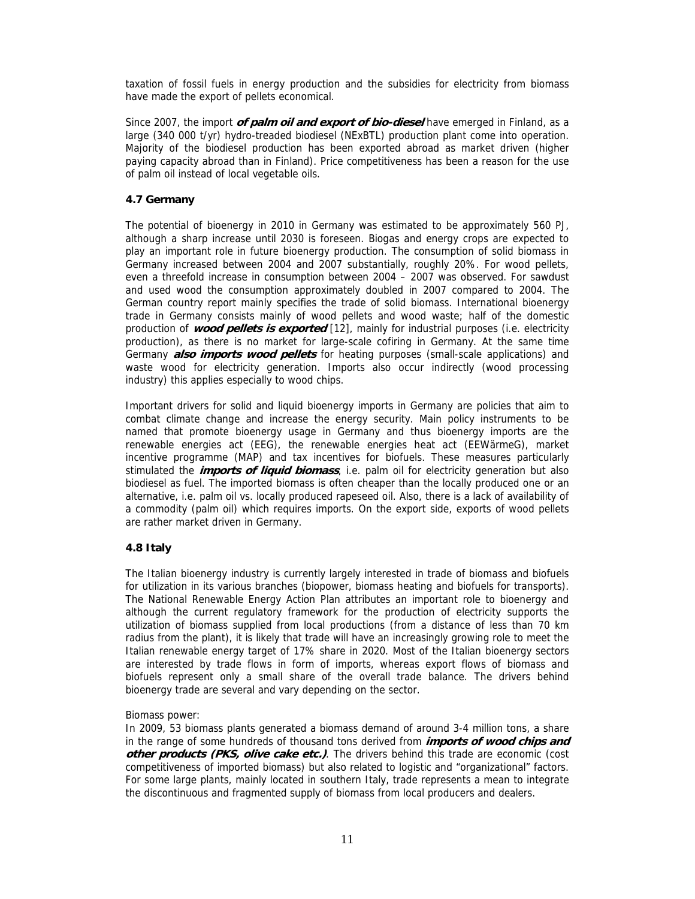taxation of fossil fuels in energy production and the subsidies for electricity from biomass have made the export of pellets economical.

Since 2007, the import ***of palm oil and export of bio-diesel*** have emerged in Finland, as a large (340 000 t/yr) hydro-treaded biodiesel (NExBTL) production plant come into operation. Majority of the biodiesel production has been exported abroad as market driven (higher paying capacity abroad than in Finland). Price competitiveness has been a reason for the use of palm oil instead of local vegetable oils.

### 4.7 Germany

The potential of bioenergy in 2010 in Germany was estimated to be approximately 560 PJ, although a sharp increase until 2030 is foreseen. Biogas and energy crops are expected to play an important role in future bioenergy production. The consumption of solid biomass in Germany increased between 2004 and 2007 substantially, roughly 20%. For wood pellets, even a threefold increase in consumption between 2004 – 2007 was observed. For sawdust and used wood the consumption approximately doubled in 2007 compared to 2004. The German country report mainly specifies the trade of solid biomass. International bioenergy trade in Germany consists mainly of wood pellets and wood waste; half of the domestic production of ***wood pellets is exported*** [12], mainly for industrial purposes (i.e. electricity production), as there is no market for large-scale cofiring in Germany. At the same time Germany ***also imports wood pellets*** for heating purposes (small-scale applications) and waste wood for electricity generation. Imports also occur indirectly (wood processing industry) this applies especially to wood chips.

Important drivers for solid and liquid bioenergy imports in Germany are policies that aim to combat climate change and increase the energy security. Main policy instruments to be named that promote bioenergy usage in Germany and thus bioenergy imports are the renewable energies act (EEG), the renewable energies heat act (EEWärmeG), market incentive programme (MAP) and tax incentives for biofuels. These measures particularly stimulated the ***imports of liquid biomass***, i.e. palm oil for electricity generation but also biodiesel as fuel. The imported biomass is often cheaper than the locally produced one or an alternative, i.e. palm oil vs. locally produced rapeseed oil. Also, there is a lack of availability of a commodity (palm oil) which requires imports. On the export side, exports of wood pellets are rather market driven in Germany.

### 4.8 Italy

The Italian bioenergy industry is currently largely interested in trade of biomass and biofuels for utilization in its various branches (biopower, biomass heating and biofuels for transports). The National Renewable Energy Action Plan attributes an important role to bioenergy and although the current regulatory framework for the production of electricity supports the utilization of biomass supplied from local productions (from a distance of less than 70 km radius from the plant), it is likely that trade will have an increasingly growing role to meet the Italian renewable energy target of 17% share in 2020. Most of the Italian bioenergy sectors are interested by trade flows in form of imports, whereas export flows of biomass and biofuels represent only a small share of the overall trade balance. The drivers behind bioenergy trade are several and vary depending on the sector.

Biomass power:

In 2009, 53 biomass plants generated a biomass demand of around 3-4 million tons, a share in the range of some hundreds of thousand tons derived from ***imports of wood chips and other products (PKS, olive cake etc.)***. The drivers behind this trade are economic (cost competitiveness of imported biomass) but also related to logistic and "organizational" factors. For some large plants, mainly located in southern Italy, trade represents a mean to integrate the discontinuous and fragmented supply of biomass from local producers and dealers.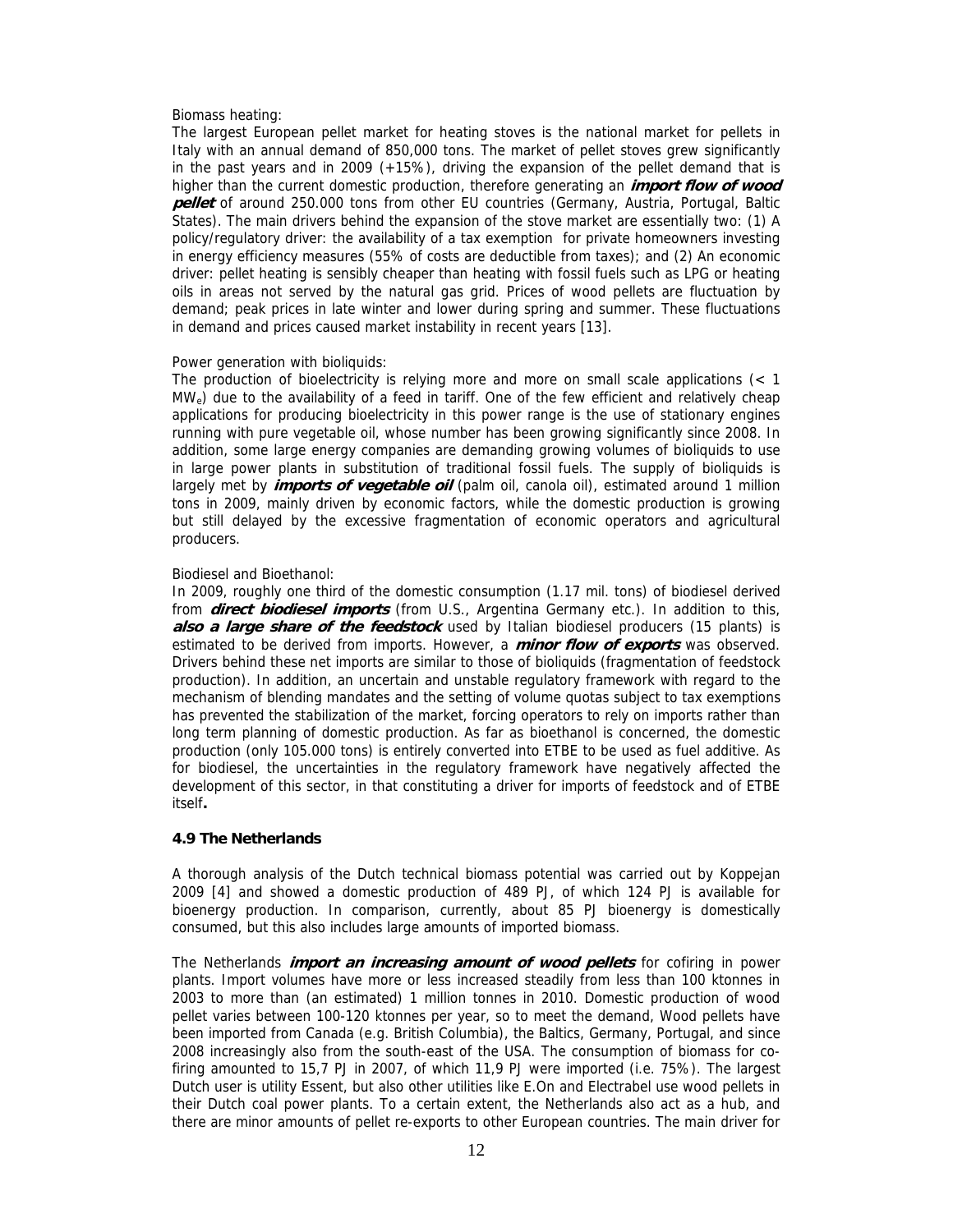Biomass heating:

The largest European pellet market for heating stoves is the national market for pellets in Italy with an annual demand of 850,000 tons. The market of pellet stoves grew significantly in the past years and in 2009 (+15%), driving the expansion of the pellet demand that is higher than the current domestic production, therefore generating an ***import flow of wood pellet*** of around 250.000 tons from other EU countries (Germany, Austria, Portugal, Baltic States). The main drivers behind the expansion of the stove market are essentially two: (1) A policy/regulatory driver: the availability of a tax exemption for private homeowners investing in energy efficiency measures (55% of costs are deductible from taxes); and (2) An economic driver: pellet heating is sensibly cheaper than heating with fossil fuels such as LPG or heating oils in areas not served by the natural gas grid. Prices of wood pellets are fluctuation by demand; peak prices in late winter and lower during spring and summer. These fluctuations in demand and prices caused market instability in recent years [13].

Power generation with bioliquids:

The production of bioelectricity is relying more and more on small scale applications (< 1 $MW_e$) due to the availability of a feed in tariff. One of the few efficient and relatively cheap applications for producing bioelectricity in this power range is the use of stationary engines running with pure vegetable oil, whose number has been growing significantly since 2008. In addition, some large energy companies are demanding growing volumes of bioliquids to use in large power plants in substitution of traditional fossil fuels. The supply of bioliquids is largely met by ***imports of vegetable oil*** (palm oil, canola oil), estimated around 1 million tons in 2009, mainly driven by economic factors, while the domestic production is growing but still delayed by the excessive fragmentation of economic operators and agricultural producers.

Biodiesel and Bioethanol:

In 2009, roughly one third of the domestic consumption (1.17 mil. tons) of biodiesel derived from ***direct biodiesel imports*** (from U.S., Argentina Germany etc.). In addition to this, ***also a large share of the feedstock*** used by Italian biodiesel producers (15 plants) is estimated to be derived from imports. However, a ***minor flow of exports*** was observed. Drivers behind these net imports are similar to those of bioliquids (fragmentation of feedstock production). In addition, an uncertain and unstable regulatory framework with regard to the mechanism of blending mandates and the setting of volume quotas subject to tax exemptions has prevented the stabilization of the market, forcing operators to rely on imports rather than long term planning of domestic production. As far as bioethanol is concerned, the domestic production (only 105.000 tons) is entirely converted into ETBE to be used as fuel additive. As for biodiesel, the uncertainties in the regulatory framework have negatively affected the development of this sector, in that constituting a driver for imports of feedstock and of ETBE itself**.**

### 4.9 The Netherlands

A thorough analysis of the Dutch technical biomass potential was carried out by Koppejan 2009 [4] and showed a domestic production of 489 PJ, of which 124 PJ is available for bioenergy production. In comparison, currently, about 85 PJ bioenergy is domestically consumed, but this also includes large amounts of imported biomass.

The Netherlands ***import an increasing amount of wood pellets*** for cofiring in power plants. Import volumes have more or less increased steadily from less than 100 ktonnes in 2003 to more than (an estimated) 1 million tonnes in 2010. Domestic production of wood pellet varies between 100-120 ktonnes per year, so to meet the demand, Wood pellets have been imported from Canada (e.g. British Columbia), the Baltics, Germany, Portugal, and since 2008 increasingly also from the south-east of the USA. The consumption of biomass for co-firing amounted to 15,7 PJ in 2007, of which 11,9 PJ were imported (i.e. 75%). The largest Dutch user is utility Essent, but also other utilities like E.On and Electrabel use wood pellets in their Dutch coal power plants. To a certain extent, the Netherlands also act as a hub, and there are minor amounts of pellet re-exports to other European countries. The main driver for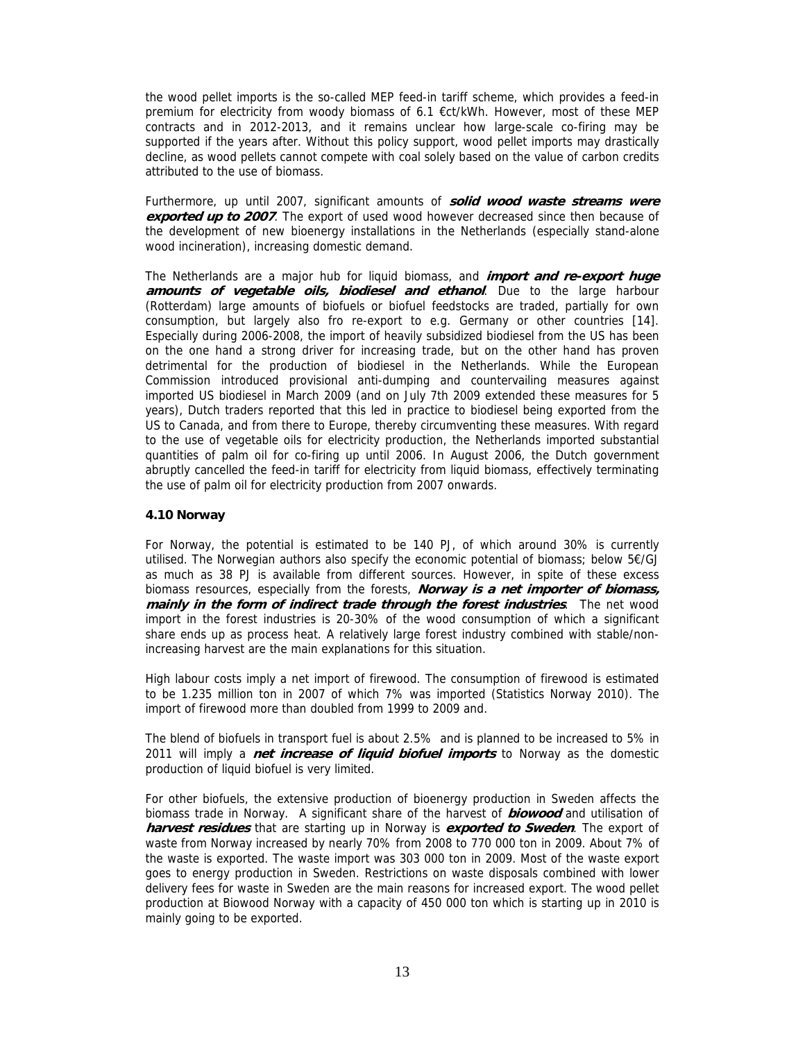the wood pellet imports is the so-called MEP feed-in tariff scheme, which provides a feed-in premium for electricity from woody biomass of 6.1 €ct/kWh. However, most of these MEP contracts and in 2012-2013, and it remains unclear how large-scale co-firing may be supported if the years after. Without this policy support, wood pellet imports may drastically decline, as wood pellets cannot compete with coal solely based on the value of carbon credits attributed to the use of biomass.

Furthermore, up until 2007, significant amounts of ***solid wood waste streams were exported up to 2007***. The export of used wood however decreased since then because of the development of new bioenergy installations in the Netherlands (especially stand-alone wood incineration), increasing domestic demand.

The Netherlands are a major hub for liquid biomass, and ***import and re-export huge amounts of vegetable oils, biodiesel and ethanol***. Due to the large harbour (Rotterdam) large amounts of biofuels or biofuel feedstocks are traded, partially for own consumption, but largely also fro re-export to e.g. Germany or other countries [14]. Especially during 2006-2008, the import of heavily subsidized biodiesel from the US has been on the one hand a strong driver for increasing trade, but on the other hand has proven detrimental for the production of biodiesel in the Netherlands. While the European Commission introduced provisional anti-dumping and countervailing measures against imported US biodiesel in March 2009 (and on July 7th 2009 extended these measures for 5 years), Dutch traders reported that this led in practice to biodiesel being exported from the US to Canada, and from there to Europe, thereby circumventing these measures. With regard to the use of vegetable oils for electricity production, the Netherlands imported substantial quantities of palm oil for co-firing up until 2006. In August 2006, the Dutch government abruptly cancelled the feed-in tariff for electricity from liquid biomass, effectively terminating the use of palm oil for electricity production from 2007 onwards.

### 4.10 Norway

For Norway, the potential is estimated to be 140 PJ, of which around 30% is currently utilised. The Norwegian authors also specify the economic potential of biomass; below 5€/GJ as much as 38 PJ is available from different sources. However, in spite of these excess biomass resources, especially from the forests, ***Norway is a net importer of biomass, mainly in the form of indirect trade through the forest industries***. The net wood import in the forest industries is 20-30% of the wood consumption of which a significant share ends up as process heat. A relatively large forest industry combined with stable/non-increasing harvest are the main explanations for this situation.

High labour costs imply a net import of firewood. The consumption of firewood is estimated to be 1.235 million ton in 2007 of which 7% was imported (Statistics Norway 2010). The import of firewood more than doubled from 1999 to 2009 and.

The blend of biofuels in transport fuel is about 2.5% and is planned to be increased to 5% in 2011 will imply a ***net increase of liquid biofuel imports*** to Norway as the domestic production of liquid biofuel is very limited.

For other biofuels, the extensive production of bioenergy production in Sweden affects the biomass trade in Norway. A significant share of the harvest of ***biowood*** and utilisation of ***harvest residues*** that are starting up in Norway is ***exported to Sweden***. The export of waste from Norway increased by nearly 70% from 2008 to 770 000 ton in 2009. About 7% of the waste is exported. The waste import was 303 000 ton in 2009. Most of the waste export goes to energy production in Sweden. Restrictions on waste disposals combined with lower delivery fees for waste in Sweden are the main reasons for increased export. The wood pellet production at Biowood Norway with a capacity of 450 000 ton which is starting up in 2010 is mainly going to be exported.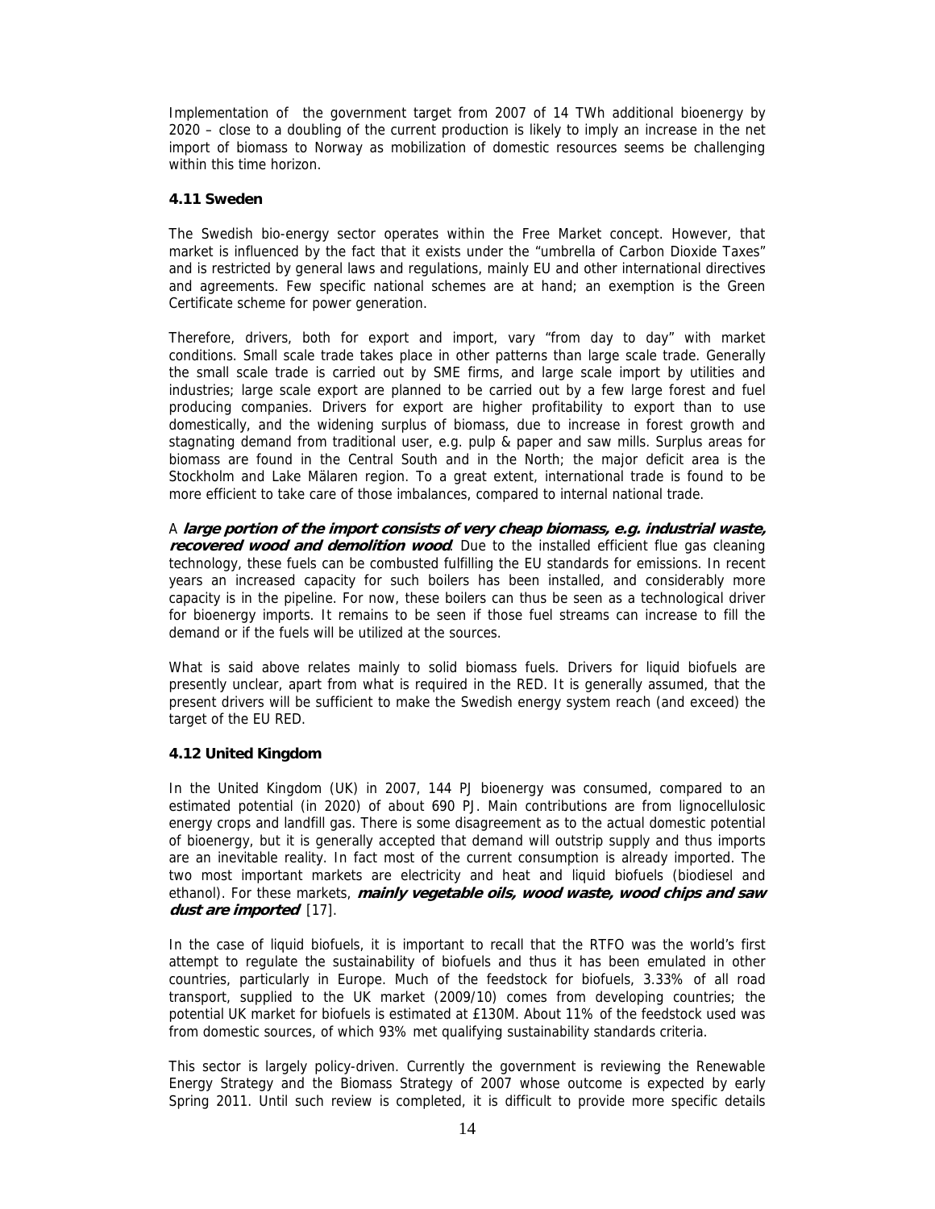Implementation of the government target from 2007 of 14 TWh additional bioenergy by 2020 – close to a doubling of the current production is likely to imply an increase in the net import of biomass to Norway as mobilization of domestic resources seems be challenging within this time horizon.

### 4.11 Sweden

The Swedish bio-energy sector operates within the Free Market concept. However, that market is influenced by the fact that it exists under the "umbrella of Carbon Dioxide Taxes" and is restricted by general laws and regulations, mainly EU and other international directives and agreements. Few specific national schemes are at hand; an exemption is the Green Certificate scheme for power generation.

Therefore, drivers, both for export and import, vary "from day to day" with market conditions. Small scale trade takes place in other patterns than large scale trade. Generally the small scale trade is carried out by SME firms, and large scale import by utilities and industries; large scale export are planned to be carried out by a few large forest and fuel producing companies. Drivers for export are higher profitability to export than to use domestically, and the widening surplus of biomass, due to increase in forest growth and stagnating demand from traditional user, e.g. pulp & paper and saw mills. Surplus areas for biomass are found in the Central South and in the North; the major deficit area is the Stockholm and Lake Mälaren region. To a great extent, international trade is found to be more efficient to take care of those imbalances, compared to internal national trade.

A ***large portion of the import consists of very cheap biomass, e.g. industrial waste, recovered wood and demolition wood***. Due to the installed efficient flue gas cleaning technology, these fuels can be combusted fulfilling the EU standards for emissions. In recent years an increased capacity for such boilers has been installed, and considerably more capacity is in the pipeline. For now, these boilers can thus be seen as a technological driver for bioenergy imports. It remains to be seen if those fuel streams can increase to fill the demand or if the fuels will be utilized at the sources.

What is said above relates mainly to solid biomass fuels. Drivers for liquid biofuels are presently unclear, apart from what is required in the RED. It is generally assumed, that the present drivers will be sufficient to make the Swedish energy system reach (and exceed) the target of the EU RED.

### 4.12 United Kingdom

In the United Kingdom (UK) in 2007, 144 PJ bioenergy was consumed, compared to an estimated potential (in 2020) of about 690 PJ. Main contributions are from lignocellulosic energy crops and landfill gas. There is some disagreement as to the actual domestic potential of bioenergy, but it is generally accepted that demand will outstrip supply and thus imports are an inevitable reality. In fact most of the current consumption is already imported. The two most important markets are electricity and heat and liquid biofuels (biodiesel and ethanol). For these markets, ***mainly vegetable oils, wood waste, wood chips and saw dust are imported*** [17].

In the case of liquid biofuels, it is important to recall that the RTFO was the world's first attempt to regulate the sustainability of biofuels and thus it has been emulated in other countries, particularly in Europe. Much of the feedstock for biofuels, 3.33% of all road transport, supplied to the UK market (2009/10) comes from developing countries; the potential UK market for biofuels is estimated at £130M. About 11% of the feedstock used was from domestic sources, of which 93% met qualifying sustainability standards criteria.

This sector is largely policy-driven. Currently the government is reviewing the Renewable Energy Strategy and the Biomass Strategy of 2007 whose outcome is expected by early Spring 2011. Until such review is completed, it is difficult to provide more specific details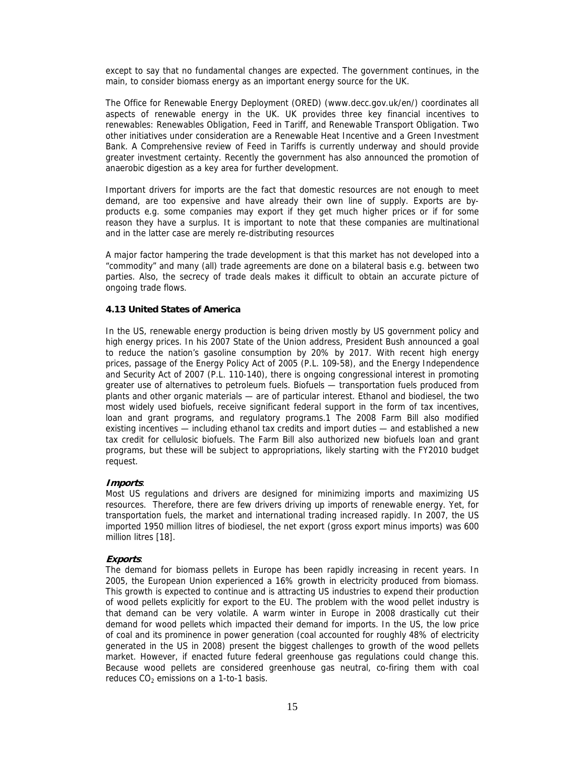except to say that no fundamental changes are expected. The government continues, in the main, to consider biomass energy as an important energy source for the UK.

The Office for Renewable Energy Deployment (ORED) (www.decc.gov.uk/en/) coordinates all aspects of renewable energy in the UK. UK provides three key financial incentives to renewables: Renewables Obligation, Feed in Tariff, and Renewable Transport Obligation. Two other initiatives under consideration are a Renewable Heat Incentive and a Green Investment Bank. A Comprehensive review of Feed in Tariffs is currently underway and should provide greater investment certainty. Recently the government has also announced the promotion of anaerobic digestion as a key area for further development.

Important drivers for imports are the fact that domestic resources are not enough to meet demand, are too expensive and have already their own line of supply. Exports are by-products e.g. some companies may export if they get much higher prices or if for some reason they have a surplus. It is important to note that these companies are multinational and in the latter case are merely re-distributing resources

A major factor hampering the trade development is that this market has not developed into a "commodity" and many (all) trade agreements are done on a bilateral basis e.g. between two parties. Also, the secrecy of trade deals makes it difficult to obtain an accurate picture of ongoing trade flows.

### 4.13 United States of America

In the US, renewable energy production is being driven mostly by US government policy and high energy prices. In his 2007 State of the Union address, President Bush announced a goal to reduce the nation's gasoline consumption by 20% by 2017. With recent high energy prices, passage of the Energy Policy Act of 2005 (P.L. 109-58), and the Energy Independence and Security Act of 2007 (P.L. 110-140), there is ongoing congressional interest in promoting greater use of alternatives to petroleum fuels. Biofuels — transportation fuels produced from plants and other organic materials — are of particular interest. Ethanol and biodiesel, the two most widely used biofuels, receive significant federal support in the form of tax incentives, loan and grant programs, and regulatory programs.1 The 2008 Farm Bill also modified existing incentives — including ethanol tax credits and import duties — and established a new tax credit for cellulosic biofuels. The Farm Bill also authorized new biofuels loan and grant programs, but these will be subject to appropriations, likely starting with the FY2010 budget request.

***Imports***:
Most US regulations and drivers are designed for minimizing imports and maximizing US resources. Therefore, there are few drivers driving up imports of renewable energy. Yet, for transportation fuels, the market and international trading increased rapidly. In 2007, the US imported 1950 million litres of biodiesel, the net export (gross export minus imports) was 600 million litres [18].

***Exports***:
The demand for biomass pellets in Europe has been rapidly increasing in recent years. In 2005, the European Union experienced a 16% growth in electricity produced from biomass. This growth is expected to continue and is attracting US industries to expend their production of wood pellets explicitly for export to the EU. The problem with the wood pellet industry is that demand can be very volatile. A warm winter in Europe in 2008 drastically cut their demand for wood pellets which impacted their demand for imports. In the US, the low price of coal and its prominence in power generation (coal accounted for roughly 48% of electricity generated in the US in 2008) present the biggest challenges to growth of the wood pellets market. However, if enacted future federal greenhouse gas regulations could change this. Because wood pellets are considered greenhouse gas neutral, co-firing them with coal reduces $CO_2$ emissions on a 1-to-1 basis.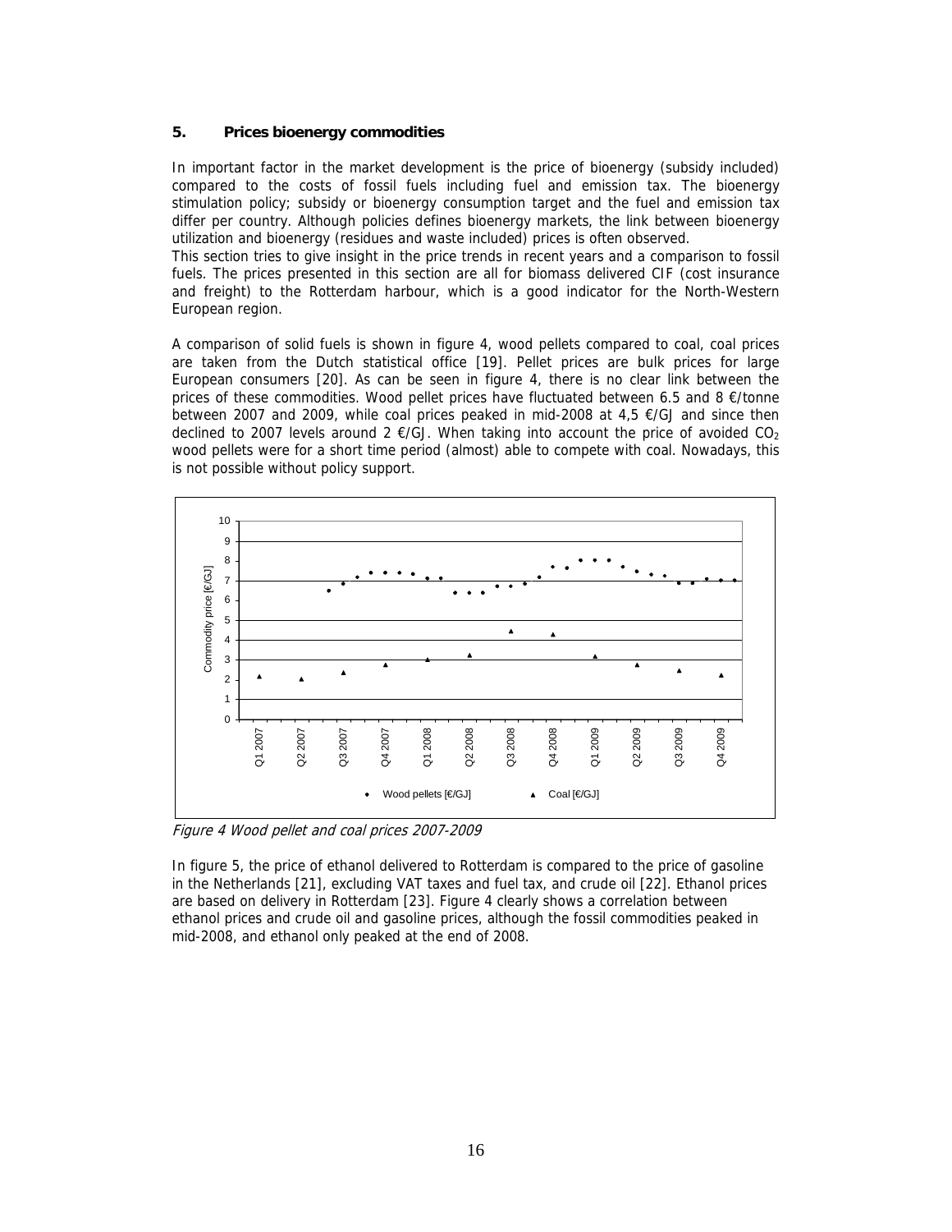## 5. Prices bioenergy commodities

In important factor in the market development is the price of bioenergy (subsidy included) compared to the costs of fossil fuels including fuel and emission tax. The bioenergy stimulation policy; subsidy or bioenergy consumption target and the fuel and emission tax differ per country. Although policies defines bioenergy markets, the link between bioenergy utilization and bioenergy (residues and waste included) prices is often observed.
This section tries to give insight in the price trends in recent years and a comparison to fossil fuels. The prices presented in this section are all for biomass delivered CIF (cost insurance and freight) to the Rotterdam harbour, which is a good indicator for the North-Western European region.

A comparison of solid fuels is shown in figure 4, wood pellets compared to coal, coal prices are taken from the Dutch statistical office [19]. Pellet prices are bulk prices for large European consumers [20]. As can be seen in figure 4, there is no clear link between the prices of these commodities. Wood pellet prices have fluctuated between 6.5 and 8 €/tonne between 2007 and 2009, while coal prices peaked in mid-2008 at 4,5 €/GJ and since then declined to 2007 levels around 2 €/GJ. When taking into account the price of avoided $CO_2$ wood pellets were for a short time period (almost) able to compete with coal. Nowadays, this is not possible without policy support.

*Figure 4 Wood pellet and coal prices 2007-2009*

In figure 5, the price of ethanol delivered to Rotterdam is compared to the price of gasoline in the Netherlands [21], excluding VAT taxes and fuel tax, and crude oil [22]. Ethanol prices are based on delivery in Rotterdam [23]. Figure 4 clearly shows a correlation between ethanol prices and crude oil and gasoline prices, although the fossil commodities peaked in mid-2008, and ethanol only peaked at the end of 2008.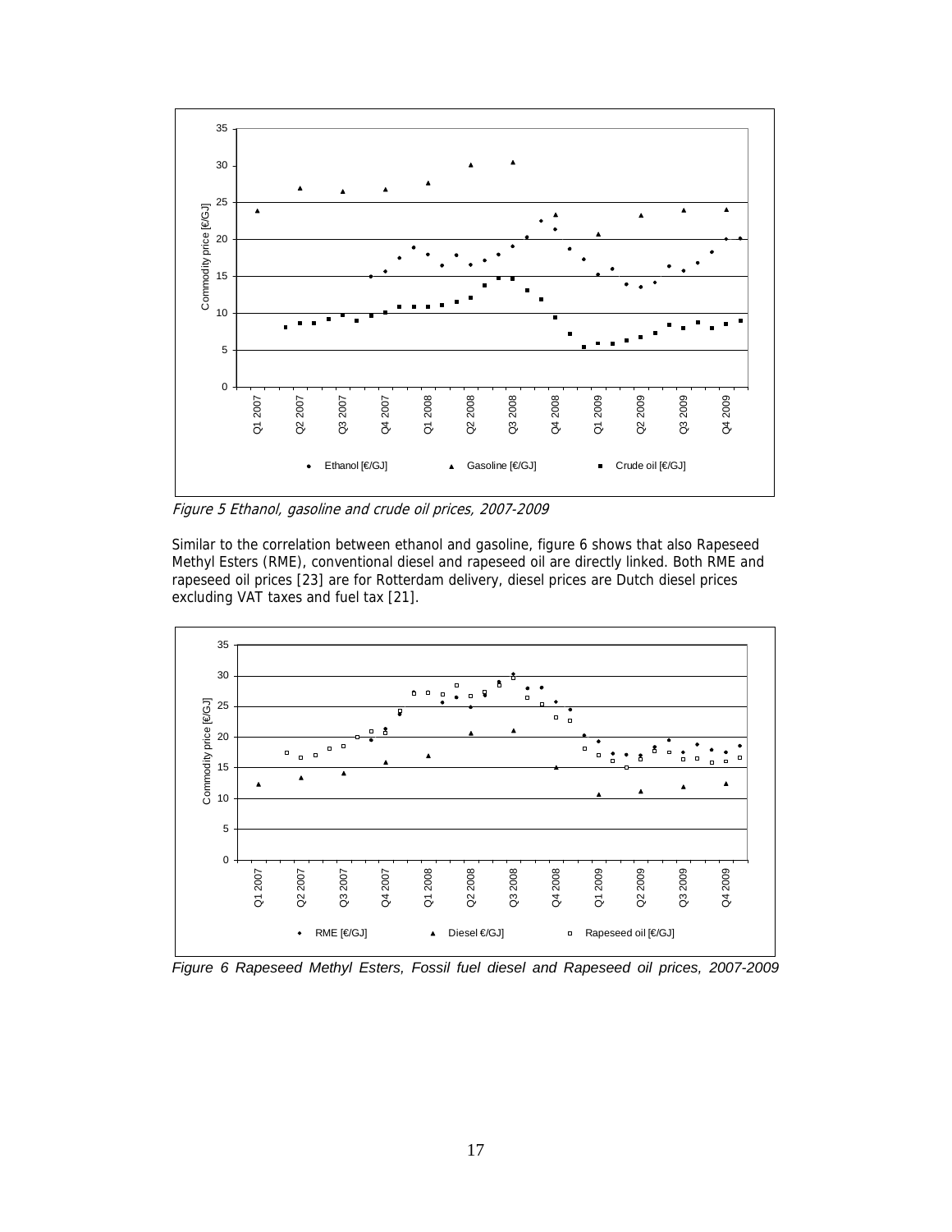Figure 5 Ethanol, gasoline and crude oil prices, 2007-2009

Similar to the correlation between ethanol and gasoline, figure 6 shows that also Rapeseed Methyl Esters (RME), conventional diesel and rapeseed oil are directly linked. Both RME and rapeseed oil prices [23] are for Rotterdam delivery, diesel prices are Dutch diesel prices excluding VAT taxes and fuel tax [21].

Figure 6 Rapeseed Methyl Esters, Fossil fuel diesel and Rapeseed oil prices, 2007-2009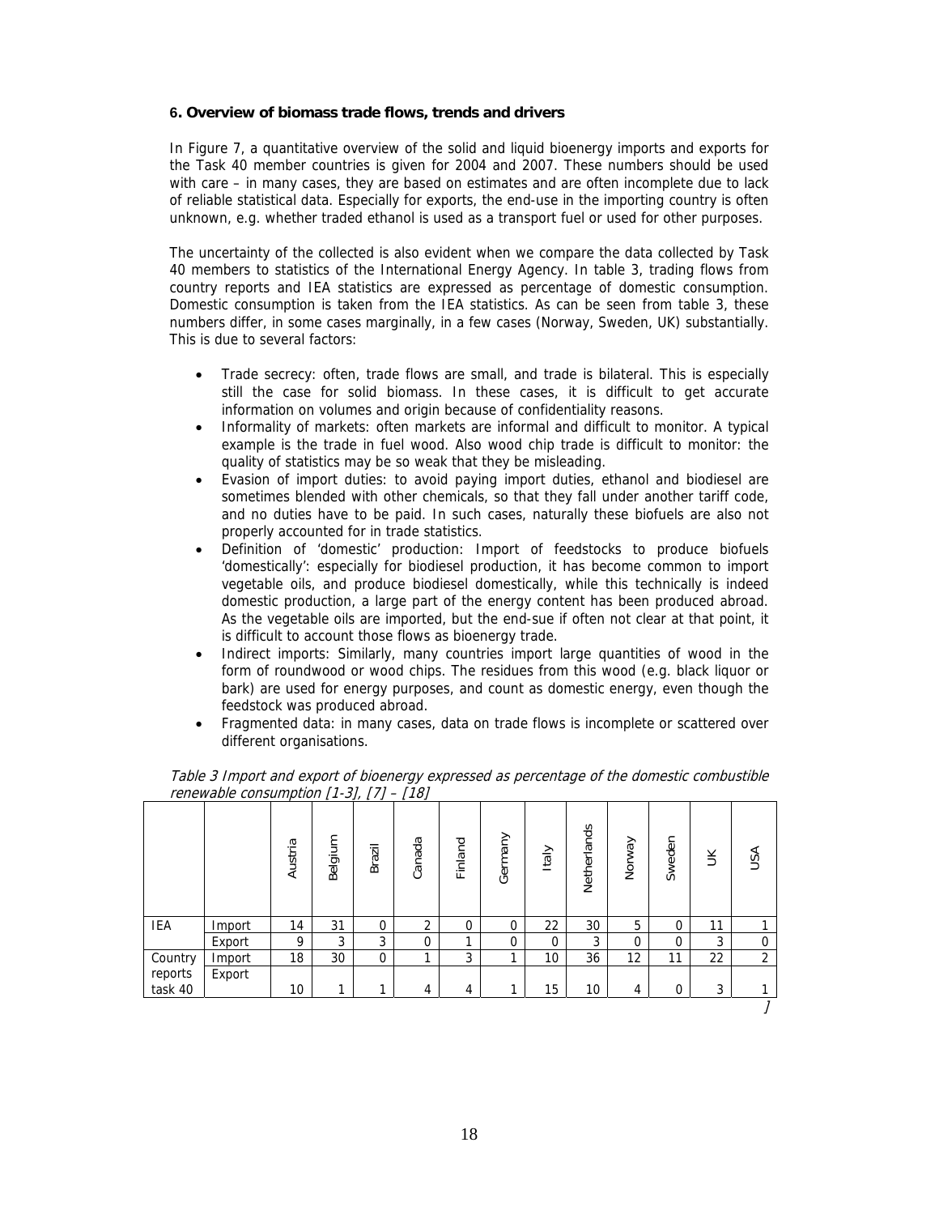## 6. Overview of biomass trade flows, trends and drivers

In Figure 7, a quantitative overview of the solid and liquid bioenergy imports and exports for the Task 40 member countries is given for 2004 and 2007. These numbers should be used with care – in many cases, they are based on estimates and are often incomplete due to lack of reliable statistical data. Especially for exports, the end-use in the importing country is often unknown, e.g. whether traded ethanol is used as a transport fuel or used for other purposes.

The uncertainty of the collected is also evident when we compare the data collected by Task 40 members to statistics of the International Energy Agency. In table 3, trading flows from country reports and IEA statistics are expressed as percentage of domestic consumption. Domestic consumption is taken from the IEA statistics. As can be seen from table 3, these numbers differ, in some cases marginally, in a few cases (Norway, Sweden, UK) substantially. This is due to several factors:

- Trade secrecy: often, trade flows are small, and trade is bilateral. This is especially still the case for solid biomass. In these cases, it is difficult to get accurate information on volumes and origin because of confidentiality reasons.
- Informality of markets: often markets are informal and difficult to monitor. A typical example is the trade in fuel wood. Also wood chip trade is difficult to monitor: the quality of statistics may be so weak that they be misleading.
- Evasion of import duties: to avoid paying import duties, ethanol and biodiesel are sometimes blended with other chemicals, so that they fall under another tariff code, and no duties have to be paid. In such cases, naturally these biofuels are also not properly accounted for in trade statistics.
- Definition of 'domestic' production: Import of feedstocks to produce biofuels 'domestically': especially for biodiesel production, it has become common to import vegetable oils, and produce biodiesel domestically, while this technically is indeed domestic production, a large part of the energy content has been produced abroad. As the vegetable oils are imported, but the end-sue if often not clear at that point, it is difficult to account those flows as bioenergy trade.
- Indirect imports: Similarly, many countries import large quantities of wood in the form of roundwood or wood chips. The residues from this wood (e.g. black liquor or bark) are used for energy purposes, and count as domestic energy, even though the feedstock was produced abroad.
- Fragmented data: in many cases, data on trade flows is incomplete or scattered over different organisations.

*Table 3 Import and export of bioenergy expressed as percentage of the domestic combustible renewable consumption [1-3], [7] – [18]*

| | | Austria | Belgium | Brazil | Canada | Finland | Germany | Italy | Netherlands | Norway | Sweden | UK | USA |
|---|---|---|---|---|---|---|---|---|---|---|---|---|---|
| IEA | Import | 14 | 31 | 0 | 2 | 0 | 0 | 22 | 30 | 5 | 0 | 11 | 1 |
| | Export | 9 | 3 | 3 | 0 | 1 | 0 | 0 | 3 | 0 | 0 | 3 | 0 |
| Country reports task 40 | Import | 18 | 30 | 0 | 1 | 3 | 1 | 10 | 36 | 12 | 11 | 22 | 2 |
| | Export | 10 | 1 | 1 | 4 | 4 | 1 | 15 | 10 | 4 | 0 | 3 | 1 |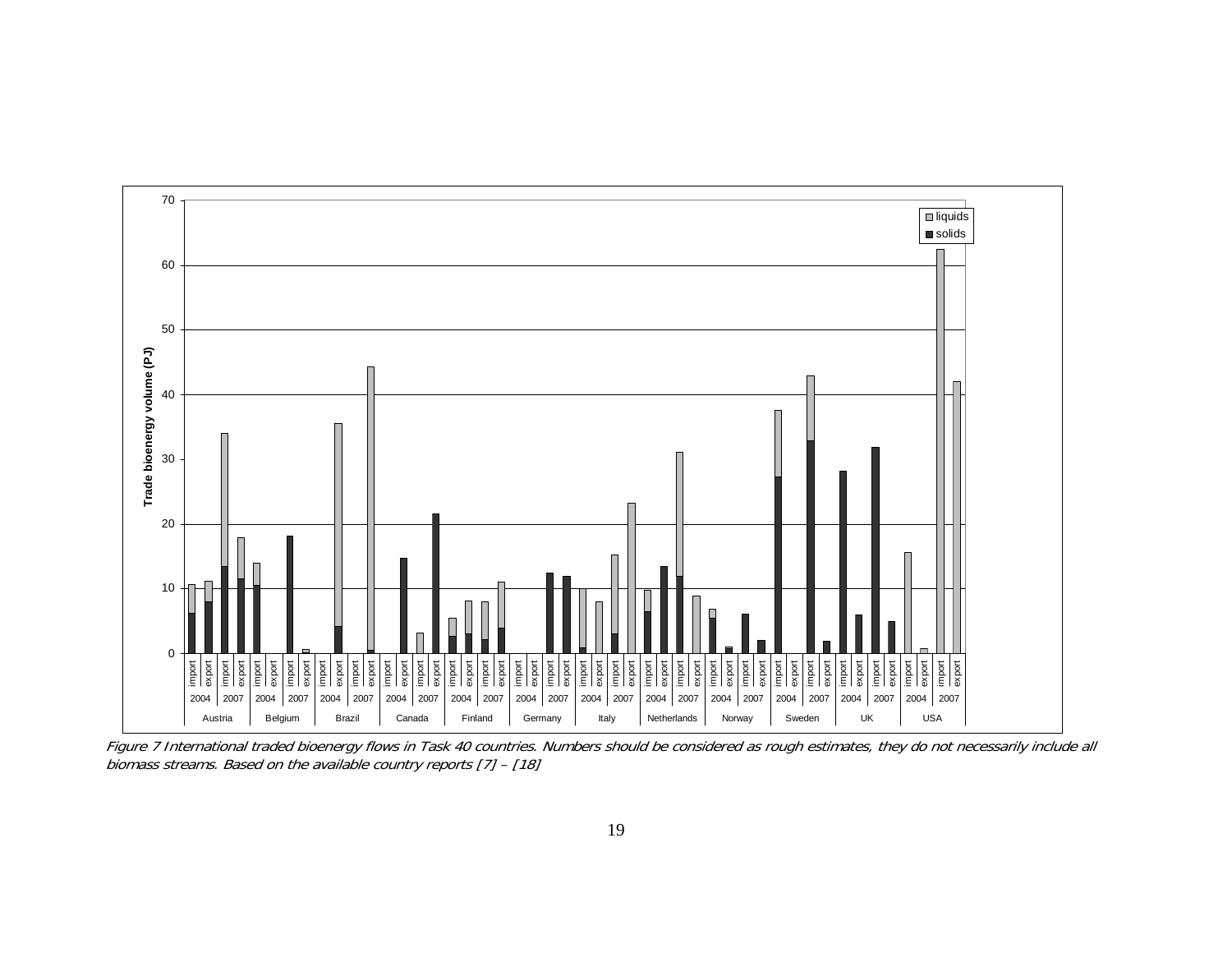*Figure 7 International traded bioenergy flows in Task 40 countries. Numbers should be considered as rough estimates, they do not necessarily include all biomass streams. Based on the available country reports [7] – [18]*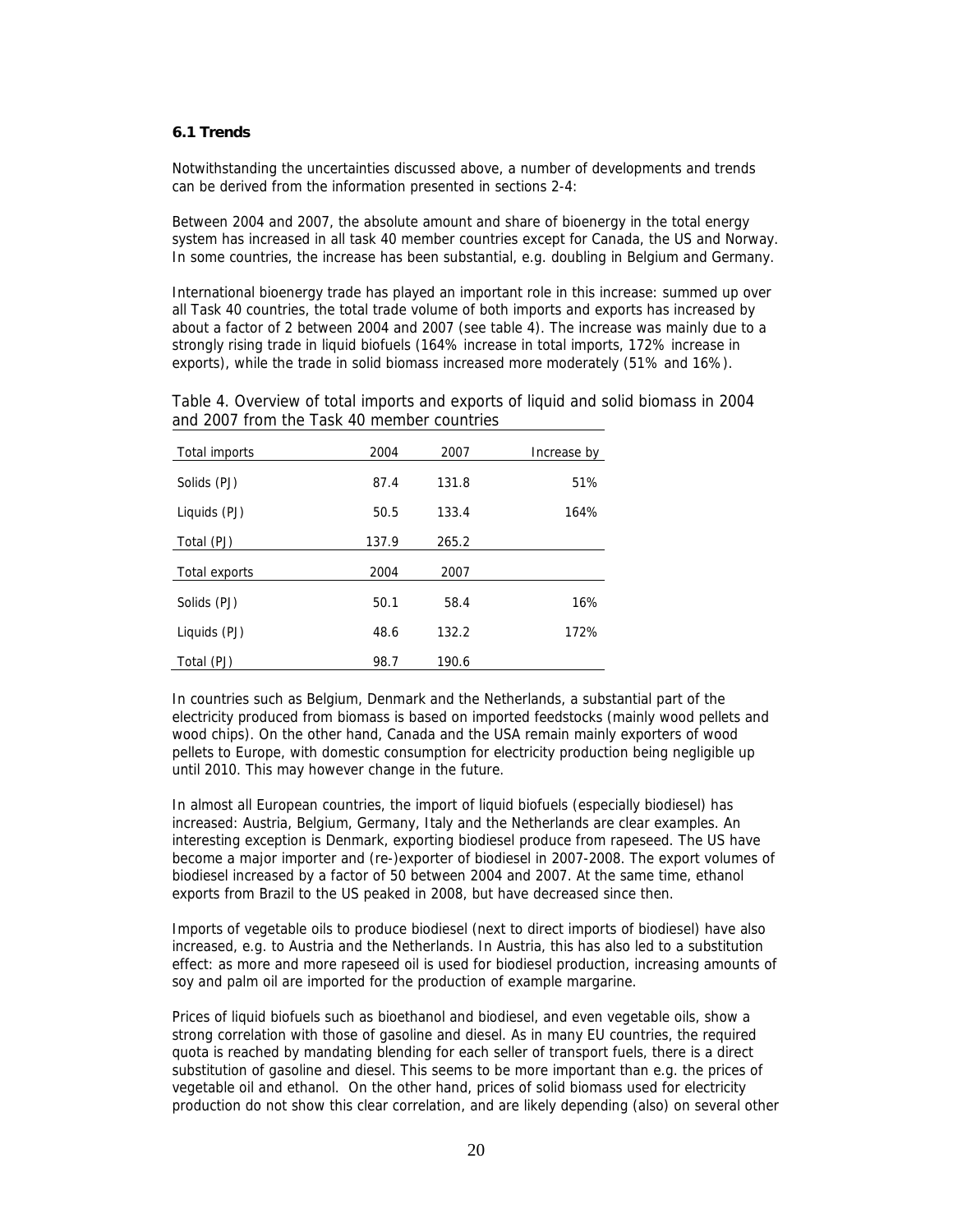### 6.1 Trends

Notwithstanding the uncertainties discussed above, a number of developments and trends can be derived from the information presented in sections 2-4:

Between 2004 and 2007, the absolute amount and share of bioenergy in the total energy system has increased in all task 40 member countries except for Canada, the US and Norway. In some countries, the increase has been substantial, e.g. doubling in Belgium and Germany.

International bioenergy trade has played an important role in this increase: summed up over all Task 40 countries, the total trade volume of both imports and exports has increased by about a factor of 2 between 2004 and 2007 (see table 4). The increase was mainly due to a strongly rising trade in liquid biofuels (164% increase in total imports, 172% increase in exports), while the trade in solid biomass increased more moderately (51% and 16%).

Table 4. Overview of total imports and exports of liquid and solid biomass in 2004 and 2007 from the Task 40 member countries

| Total imports | 2004 | 2007 | Increase by |
|---|---|---|---|
| Solids (PJ) | 87.4 | 131.8 | 51% |
| Liquids (PJ) | 50.5 | 133.4 | 164% |
| Total (PJ) | 137.9 | 265.2 | |
| **Total exports** | **2004** | **2007** | |
| Solids (PJ) | 50.1 | 58.4 | 16% |
| Liquids (PJ) | 48.6 | 132.2 | 172% |
| Total (PJ) | 98.7 | 190.6 | |

In countries such as Belgium, Denmark and the Netherlands, a substantial part of the electricity produced from biomass is based on imported feedstocks (mainly wood pellets and wood chips). On the other hand, Canada and the USA remain mainly exporters of wood pellets to Europe, with domestic consumption for electricity production being negligible up until 2010. This may however change in the future.

In almost all European countries, the import of liquid biofuels (especially biodiesel) has increased: Austria, Belgium, Germany, Italy and the Netherlands are clear examples. An interesting exception is Denmark, exporting biodiesel produce from rapeseed. The US have become a major importer and (re-)exporter of biodiesel in 2007-2008. The export volumes of biodiesel increased by a factor of 50 between 2004 and 2007. At the same time, ethanol exports from Brazil to the US peaked in 2008, but have decreased since then.

Imports of vegetable oils to produce biodiesel (next to direct imports of biodiesel) have also increased, e.g. to Austria and the Netherlands. In Austria, this has also led to a substitution effect: as more and more rapeseed oil is used for biodiesel production, increasing amounts of soy and palm oil are imported for the production of example margarine.

Prices of liquid biofuels such as bioethanol and biodiesel, and even vegetable oils, show a strong correlation with those of gasoline and diesel. As in many EU countries, the required quota is reached by mandating blending for each seller of transport fuels, there is a direct substitution of gasoline and diesel. This seems to be more important than e.g. the prices of vegetable oil and ethanol. On the other hand, prices of solid biomass used for electricity production do not show this clear correlation, and are likely depending (also) on several other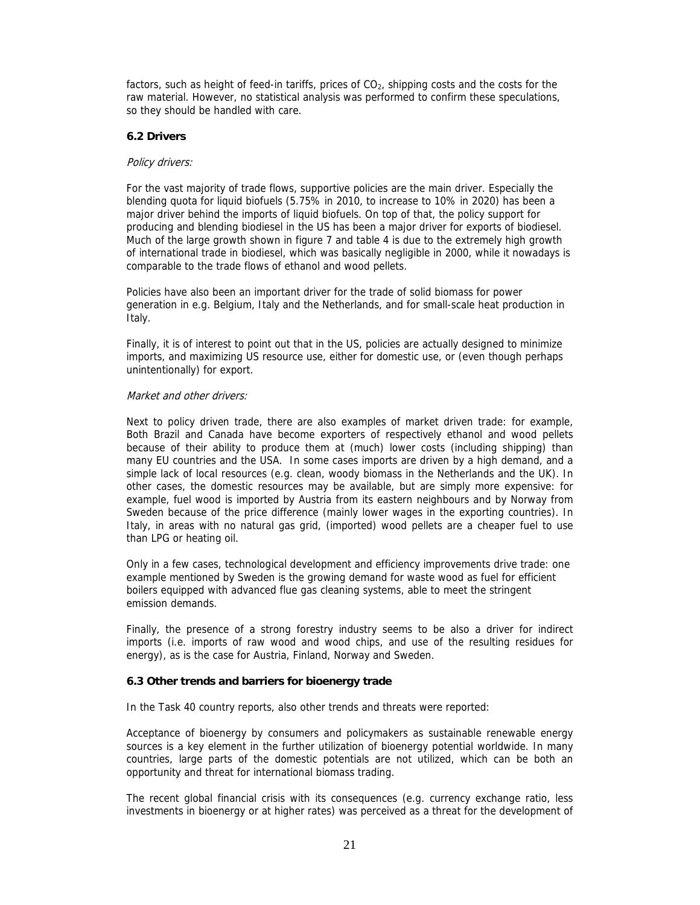factors, such as height of feed-in tariffs, prices of $CO_2$, shipping costs and the costs for the raw material. However, no statistical analysis was performed to confirm these speculations, so they should be handled with care.

### 6.2 Drivers

*Policy drivers:*

For the vast majority of trade flows, supportive policies are the main driver. Especially the blending quota for liquid biofuels (5.75% in 2010, to increase to 10% in 2020) has been a major driver behind the imports of liquid biofuels. On top of that, the policy support for producing and blending biodiesel in the US has been a major driver for exports of biodiesel. Much of the large growth shown in figure 7 and table 4 is due to the extremely high growth of international trade in biodiesel, which was basically negligible in 2000, while it nowadays is comparable to the trade flows of ethanol and wood pellets.

Policies have also been an important driver for the trade of solid biomass for power generation in e.g. Belgium, Italy and the Netherlands, and for small-scale heat production in Italy.

Finally, it is of interest to point out that in the US, policies are actually designed to minimize imports, and maximizing US resource use, either for domestic use, or (even though perhaps unintentionally) for export.

*Market and other drivers:*

Next to policy driven trade, there are also examples of market driven trade: for example, Both Brazil and Canada have become exporters of respectively ethanol and wood pellets because of their ability to produce them at (much) lower costs (including shipping) than many EU countries and the USA. In some cases imports are driven by a high demand, and a simple lack of local resources (e.g. clean, woody biomass in the Netherlands and the UK). In other cases, the domestic resources may be available, but are simply more expensive: for example, fuel wood is imported by Austria from its eastern neighbours and by Norway from Sweden because of the price difference (mainly lower wages in the exporting countries). In Italy, in areas with no natural gas grid, (imported) wood pellets are a cheaper fuel to use than LPG or heating oil.

Only in a few cases, technological development and efficiency improvements drive trade: one example mentioned by Sweden is the growing demand for waste wood as fuel for efficient boilers equipped with advanced flue gas cleaning systems, able to meet the stringent emission demands.

Finally, the presence of a strong forestry industry seems to be also a driver for indirect imports (i.e. imports of raw wood and wood chips, and use of the resulting residues for energy), as is the case for Austria, Finland, Norway and Sweden.

### 6.3 Other trends and barriers for bioenergy trade

In the Task 40 country reports, also other trends and threats were reported:

Acceptance of bioenergy by consumers and policymakers as sustainable renewable energy sources is a key element in the further utilization of bioenergy potential worldwide. In many countries, large parts of the domestic potentials are not utilized, which can be both an opportunity and threat for international biomass trading.

The recent global financial crisis with its consequences (e.g. currency exchange ratio, less investments in bioenergy or at higher rates) was perceived as a threat for the development of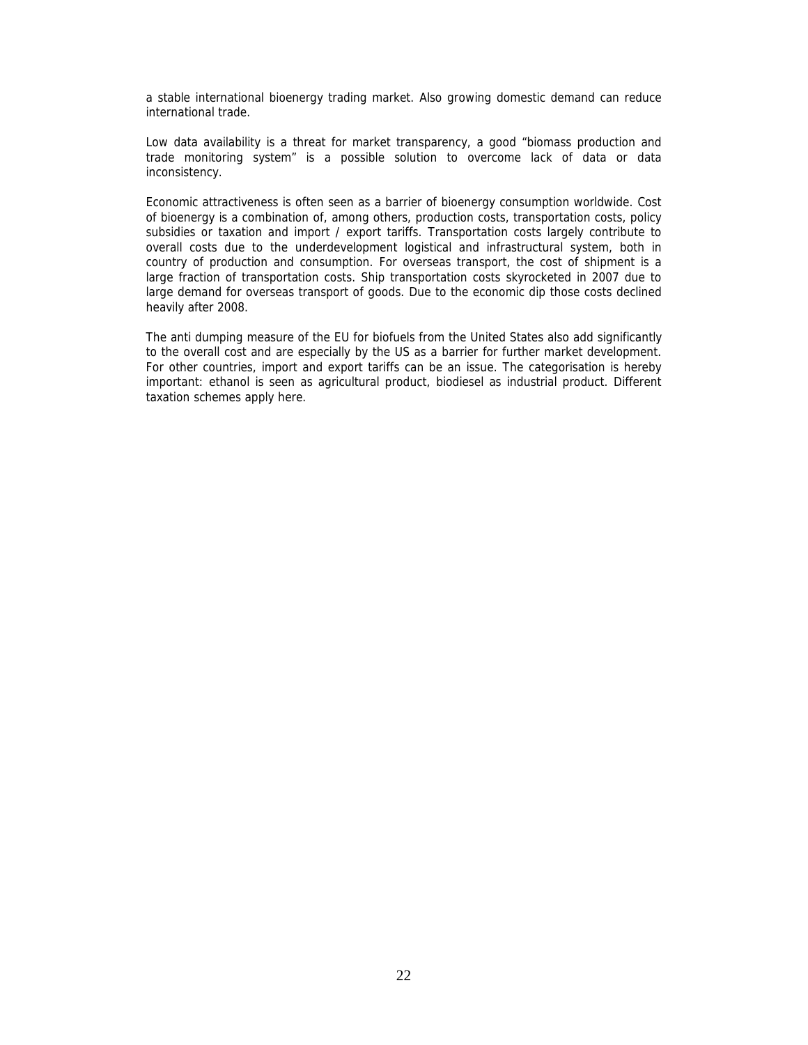a stable international bioenergy trading market. Also growing domestic demand can reduce international trade.

Low data availability is a threat for market transparency, a good "biomass production and trade monitoring system" is a possible solution to overcome lack of data or data inconsistency.

Economic attractiveness is often seen as a barrier of bioenergy consumption worldwide. Cost of bioenergy is a combination of, among others, production costs, transportation costs, policy subsidies or taxation and import / export tariffs. Transportation costs largely contribute to overall costs due to the underdevelopment logistical and infrastructural system, both in country of production and consumption. For overseas transport, the cost of shipment is a large fraction of transportation costs. Ship transportation costs skyrocketed in 2007 due to large demand for overseas transport of goods. Due to the economic dip those costs declined heavily after 2008.

The anti dumping measure of the EU for biofuels from the United States also add significantly to the overall cost and are especially by the US as a barrier for further market development. For other countries, import and export tariffs can be an issue. The categorisation is hereby important: ethanol is seen as agricultural product, biodiesel as industrial product. Different taxation schemes apply here.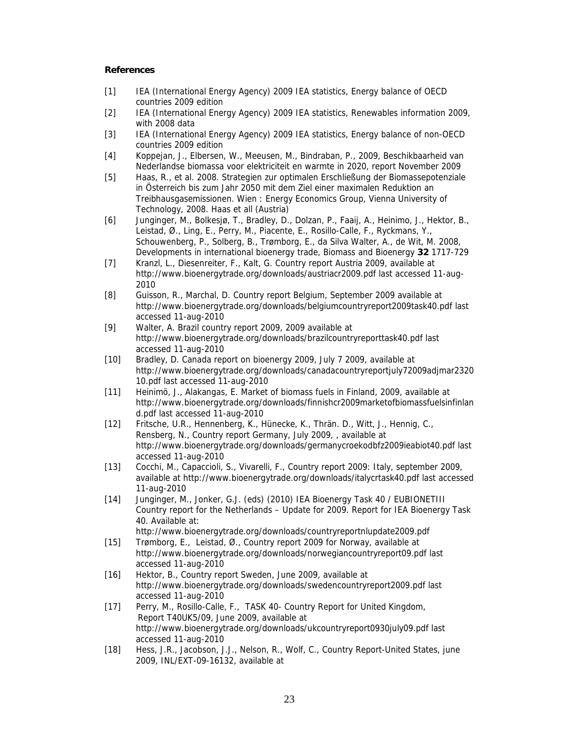**References**

[1] IEA (International Energy Agency) 2009 IEA statistics, Energy balance of OECD countries 2009 edition

[2] IEA (International Energy Agency) 2009 IEA statistics, Renewables information 2009, with 2008 data

[3] IEA (International Energy Agency) 2009 IEA statistics, Energy balance of non-OECD countries 2009 edition

[4] Koppejan, J., Elbersen, W., Meeusen, M., Bindraban, P., 2009, Beschikbaarheid van Nederlandse biomassa voor elektriciteit en warmte in 2020, report November 2009

[5] Haas, R., et al. 2008. Strategien zur optimalen Erschließung der Biomassepotenziale in Österreich bis zum Jahr 2050 mit dem Ziel einer maximalen Reduktion an Treibhausgasemissionen. Wien : Energy Economics Group, Vienna University of Technology, 2008. Haas et all (Austria)

[6] Junginger, M., Bolkesjø, T., Bradley, D., Dolzan, P., Faaij, A., Heinimo, J., Hektor, B., Leistad, Ø., Ling, E., Perry, M., Piacente, E., Rosillo-Calle, F., Ryckmans, Y., Schouwenberg, P., Solberg, B., Trømborg, E., da Silva Walter, A., de Wit, M. 2008, Developments in international bioenergy trade, Biomass and Bioenergy **32** 1717-729

[7] Kranzl, L., Diesenreiter, F., Kalt, G. Country report Austria 2009, available at http://www.bioenergytrade.org/downloads/austriacr2009.pdf last accessed 11-aug-2010

[8] Guisson, R., Marchal, D. Country report Belgium, September 2009 available at http://www.bioenergytrade.org/downloads/belgiumcountryreport2009task40.pdf last accessed 11-aug-2010

[9] Walter, A. Brazil country report 2009, 2009 available at http://www.bioenergytrade.org/downloads/brazilcountryreporttask40.pdf last accessed 11-aug-2010

[10] Bradley, D. Canada report on bioenergy 2009, July 7 2009, available at http://www.bioenergytrade.org/downloads/canadacountryreportjuly72009adjmar232010.pdf last accessed 11-aug-2010

[11] Heinimö, J., Alakangas, E. Market of biomass fuels in Finland, 2009, available at http://www.bioenergytrade.org/downloads/finnishcr2009marketofbiomassfuelsinfinland.pdf last accessed 11-aug-2010

[12] Fritsche, U.R., Hennenberg, K., Hünecke, K., Thrän. D., Witt, J., Hennig, C., Rensberg, N., Country report Germany, July 2009, , available at http://www.bioenergytrade.org/downloads/germanycroekodbfz2009ieabiot40.pdf last accessed 11-aug-2010

[13] Cocchi, M., Capaccioli, S., Vivarelli, F., Country report 2009: Italy, september 2009, available at http://www.bioenergytrade.org/downloads/italycrtask40.pdf last accessed 11-aug-2010

[14] Junginger, M., Jonker, G.J. (eds) (2010) IEA Bioenergy Task 40 / EUBIONETIII Country report for the Netherlands – Update for 2009. Report for IEA Bioenergy Task 40. Available at: http://www.bioenergytrade.org/downloads/countryreportnlupdate2009.pdf

[15] Trømborg, E., Leistad, Ø., Country report 2009 for Norway, available at http://www.bioenergytrade.org/downloads/norwegiancountryreport09.pdf last accessed 11-aug-2010

[16] Hektor, B., Country report Sweden, June 2009, available at http://www.bioenergytrade.org/downloads/swedencountryreport2009.pdf last accessed 11-aug-2010

[17] Perry, M., Rosillo-Calle, F., TASK 40- Country Report for United Kingdom, Report T40UK5/09, June 2009, available at http://www.bioenergytrade.org/downloads/ukcountryreport0930july09.pdf last accessed 11-aug-2010

[18] Hess, J.R., Jacobson, J.J., Nelson, R., Wolf, C., Country Report-United States, june 2009, INL/EXT-09-16132, available at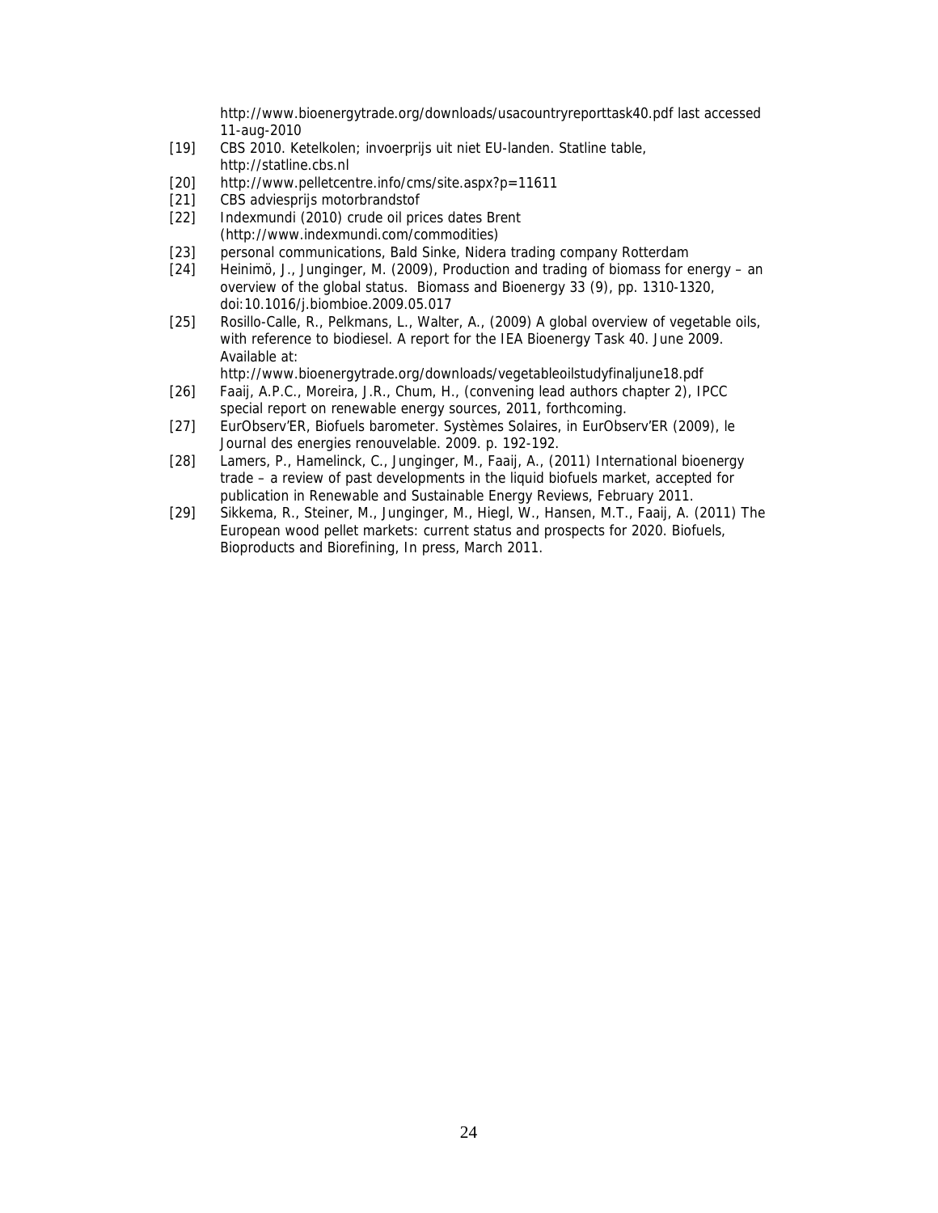http://www.bioenergytrade.org/downloads/usacountryreporttask40.pdf last accessed 11-aug-2010

[19] CBS 2010. Ketelkolen; invoerprijs uit niet EU-landen. Statline table, http://statline.cbs.nl

[20] http://www.pelletcentre.info/cms/site.aspx?p=11611

[21] CBS adviesprijs motorbrandstof

[22] Indexmundi (2010) crude oil prices dates Brent (http://www.indexmundi.com/commodities)

[23] personal communications, Bald Sinke, Nidera trading company Rotterdam

[24] Heinimö, J., Junginger, M. (2009), Production and trading of biomass for energy – an overview of the global status. Biomass and Bioenergy 33 (9), pp. 1310-1320, doi:10.1016/j.biombioe.2009.05.017

[25] Rosillo-Calle, R., Pelkmans, L., Walter, A., (2009) A global overview of vegetable oils, with reference to biodiesel. A report for the IEA Bioenergy Task 40. June 2009. Available at: http://www.bioenergytrade.org/downloads/vegetableoilstudyfinaljune18.pdf

[26] Faaij, A.P.C., Moreira, J.R., Chum, H., (convening lead authors chapter 2), IPCC special report on renewable energy sources, 2011, forthcoming.

[27] EurObserv'ER, Biofuels barometer. Systèmes Solaires, in EurObserv'ER (2009), le Journal des energies renouvelable. 2009. p. 192-192.

[28] Lamers, P., Hamelinck, C., Junginger, M., Faaij, A., (2011) International bioenergy trade – a review of past developments in the liquid biofuels market, accepted for publication in Renewable and Sustainable Energy Reviews, February 2011.

[29] Sikkema, R., Steiner, M., Junginger, M., Hiegl, W., Hansen, M.T., Faaij, A. (2011) The European wood pellet markets: current status and prospects for 2020. Biofuels, Bioproducts and Biorefining, In press, March 2011.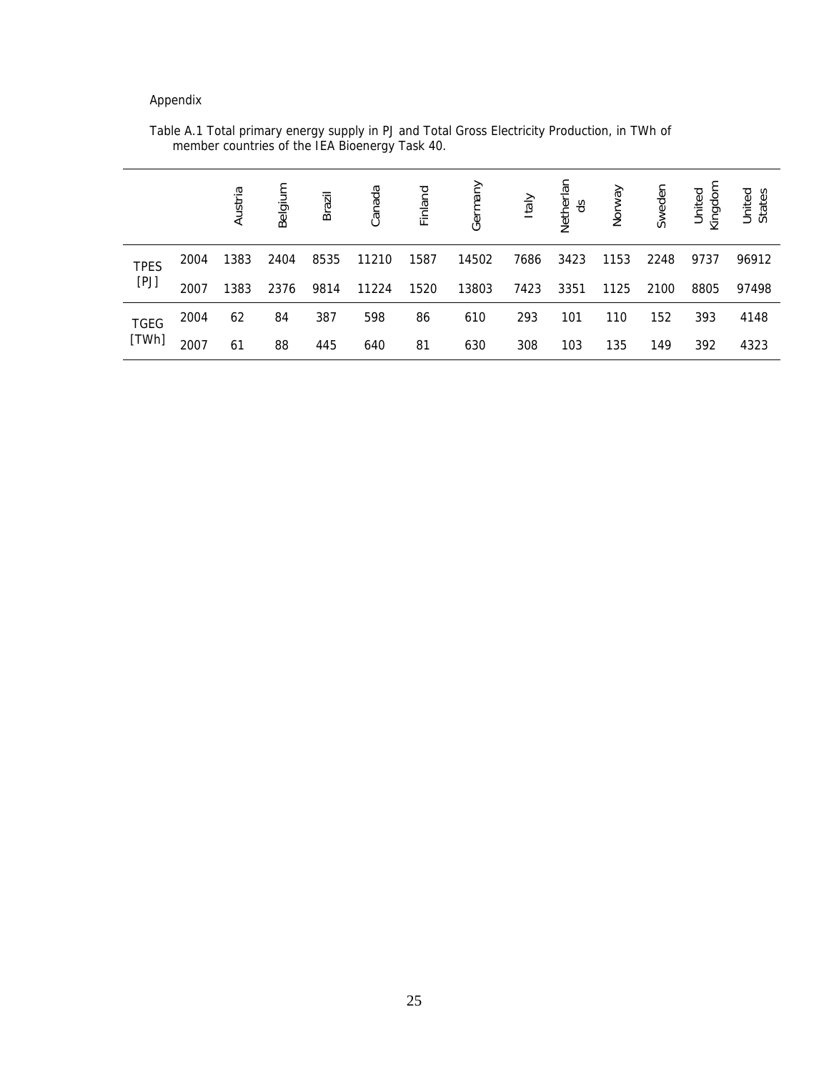Appendix

Table A.1 Total primary energy supply in PJ and Total Gross Electricity Production, in TWh of member countries of the IEA Bioenergy Task 40.

| | | Austria | Belgium | Brazil | Canada | Finland | Germany | Italy | Netherlands | Norway | Sweden | United Kingdom | United States |
|---|---|---|---|---|---|---|---|---|---|---|---|---|---|
| TPES [PJ] | 2004 | 1383 | 2404 | 8535 | 11210 | 1587 | 14502 | 7686 | 3423 | 1153 | 2248 | 9737 | 96912 |
| | 2007 | 1383 | 2376 | 9814 | 11224 | 1520 | 13803 | 7423 | 3351 | 1125 | 2100 | 8805 | 97498 |
| TGEG [TWh] | 2004 | 62 | 84 | 387 | 598 | 86 | 610 | 293 | 101 | 110 | 152 | 393 | 4148 |
| | 2007 | 61 | 88 | 445 | 640 | 81 | 630 | 308 | 103 | 135 | 149 | 392 | 4323 |